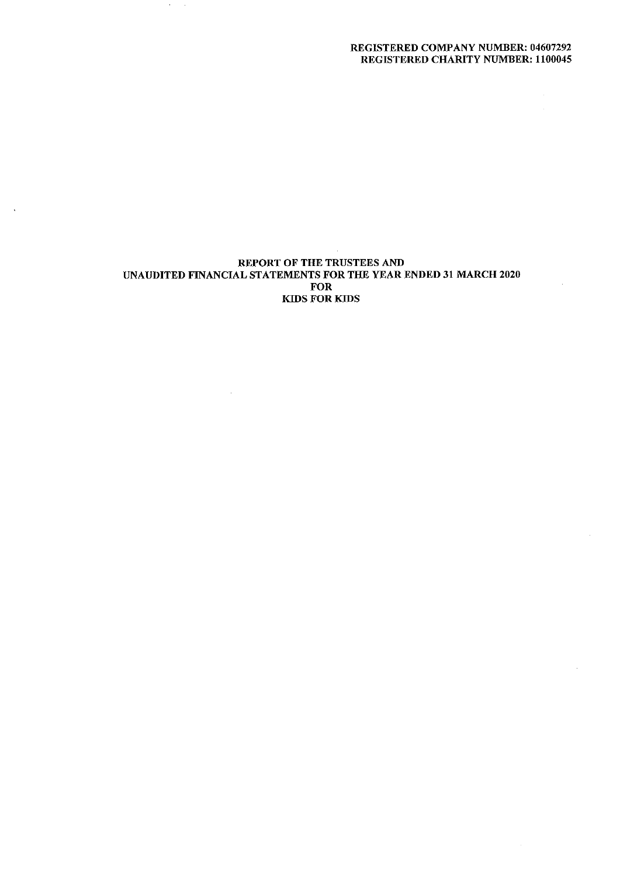REGISTERED COMPANY NUMBER: 04607292
REGISTERED CHARITY NUMBER: 1100045

# REPORT OF THE TRUSTEES AND UNAUDITED FINANCIAL STATEMENTS FOR THE YEAR ENDED 31 MARCH 2020 FOR KIDS FOR KIDS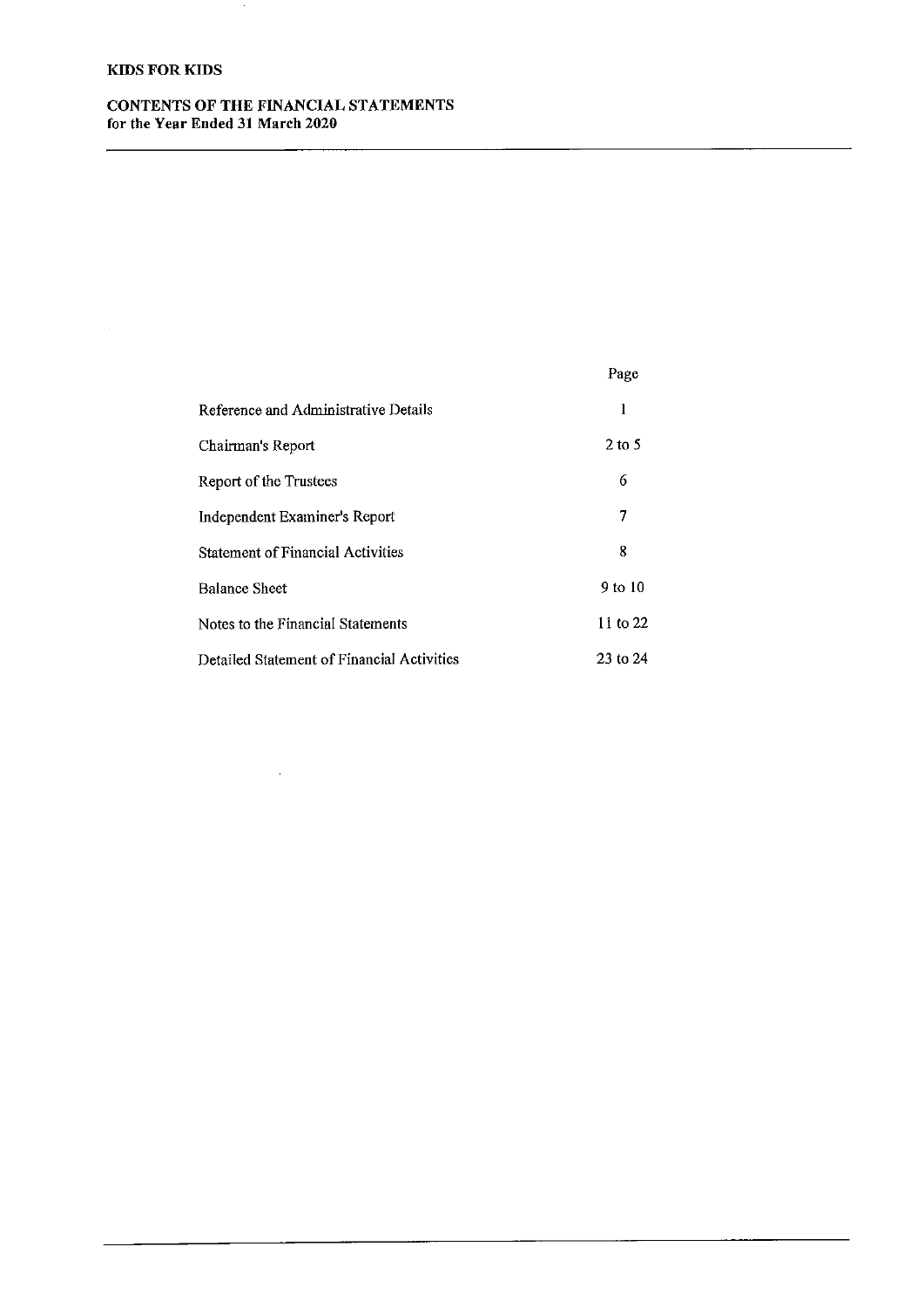# KIDS FOR KIDS

## CONTENTS OF THE FINANCIAL STATEMENTS
**for the Year Ended 31 March 2020**

| | Page |
|---|---|
| Reference and Administrative Details | 1 |
| Chairman's Report | 2 to 5 |
| Report of the Trustees | 6 |
| Independent Examiner's Report | 7 |
| Statement of Financial Activities | 8 |
| Balance Sheet | 9 to 10 |
| Notes to the Financial Statements | 11 to 22 |
| Detailed Statement of Financial Activities | 23 to 24 |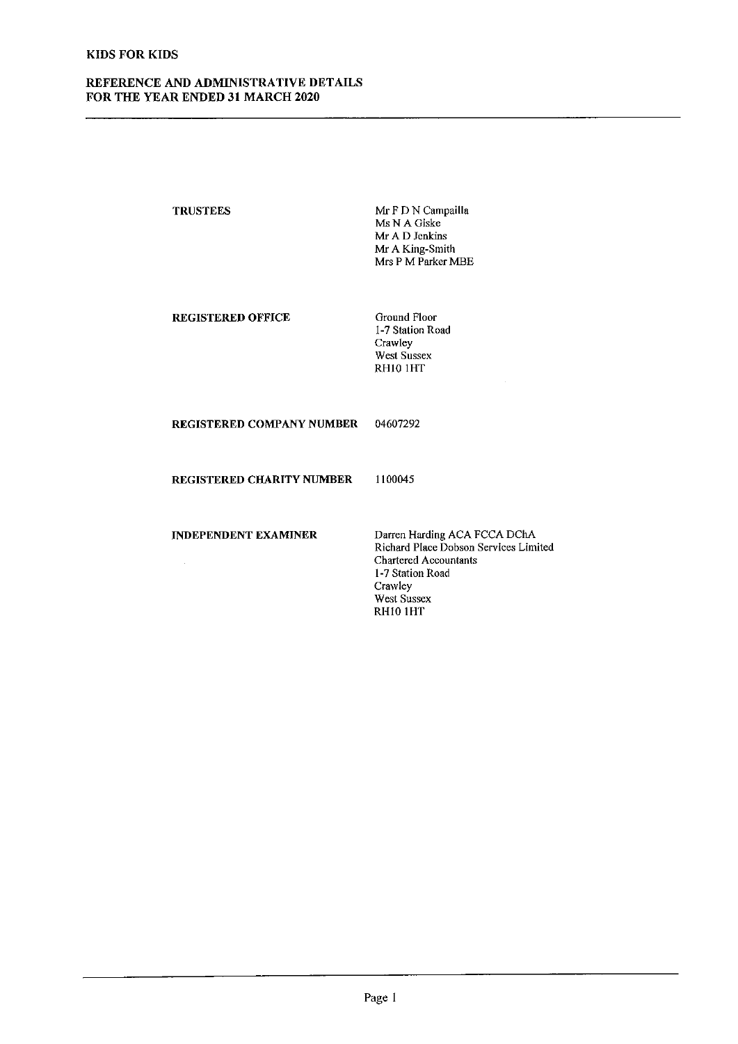KIDS FOR KIDS

# REFERENCE AND ADMINISTRATIVE DETAILS FOR THE YEAR ENDED 31 MARCH 2020

| | |
|---|---|
| **TRUSTEES** | Mr F D N Campailla<br>Ms N A Giske<br>Mr A D Jenkins<br>Mr A King-Smith<br>Mrs P M Parker MBE |
| **REGISTERED OFFICE** | Ground Floor<br>1-7 Station Road<br>Crawley<br>West Sussex<br>RH10 1HT |
| **REGISTERED COMPANY NUMBER** | 04607292 |
| **REGISTERED CHARITY NUMBER** | 1100045 |
| **INDEPENDENT EXAMINER** | Darren Harding ACA FCCA DChA<br>Richard Place Dobson Services Limited<br>Chartered Accountants<br>1-7 Station Road<br>Crawley<br>West Sussex<br>RH10 1HT |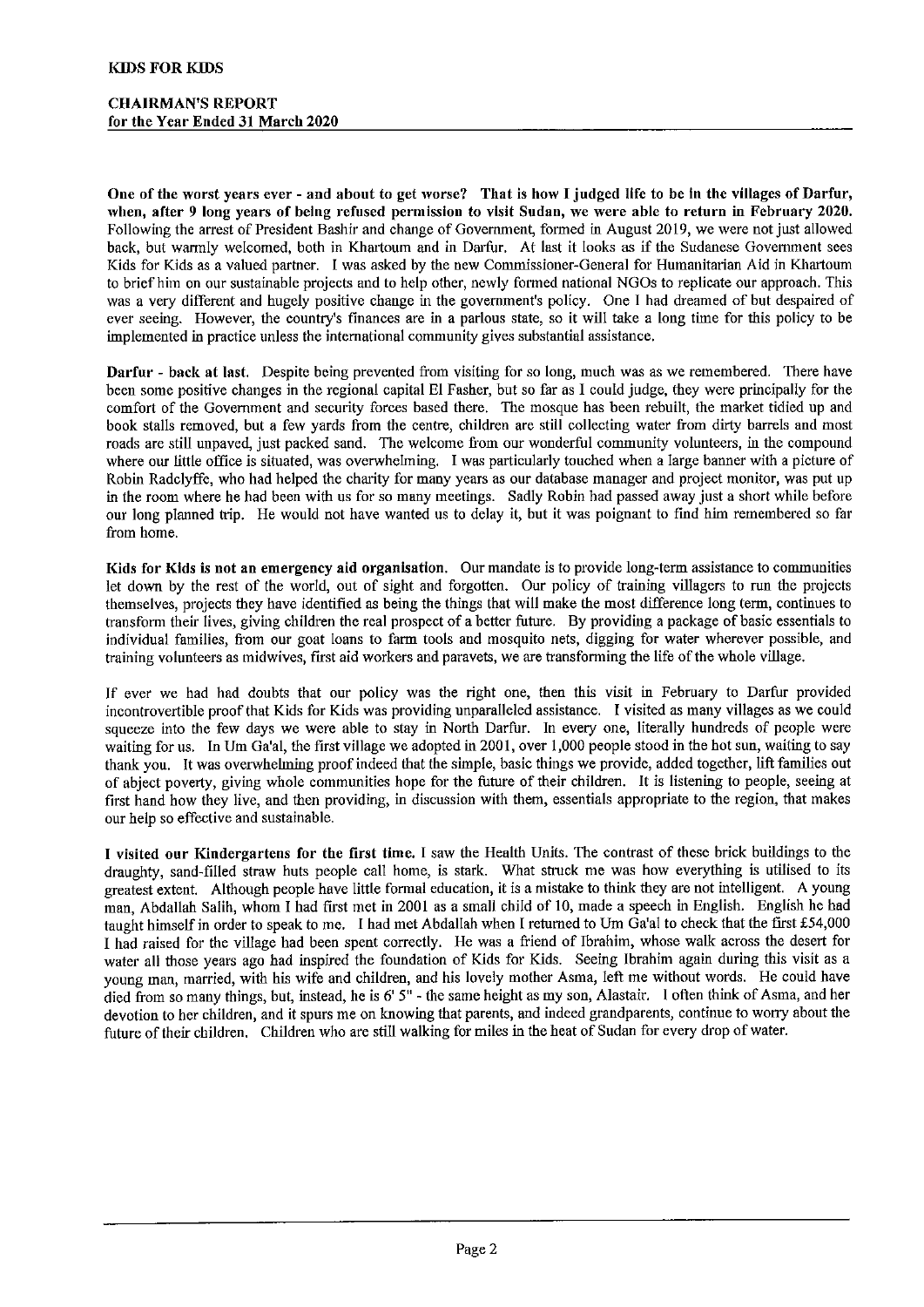**KIDS FOR KIDS**

**CHAIRMAN'S REPORT**
**for the Year Ended 31 March 2020**

**One of the worst years ever - and about to get worse? That is how I judged life to be in the villages of Darfur, when, after 9 long years of being refused permission to visit Sudan, we were able to return in February 2020.** Following the arrest of President Bashir and change of Government, formed in August 2019, we were not just allowed back, but warmly welcomed, both in Khartoum and in Darfur. At last it looks as if the Sudanese Government sees Kids for Kids as a valued partner. I was asked by the new Commissioner-General for Humanitarian Aid in Khartoum to brief him on our sustainable projects and to help other, newly formed national NGOs to replicate our approach. This was a very different and hugely positive change in the government's policy. One I had dreamed of but despaired of ever seeing. However, the country's finances are in a parlous state, so it will take a long time for this policy to be implemented in practice unless the international community gives substantial assistance.

**Darfur - back at last.** Despite being prevented from visiting for so long, much was as we remembered. There have been some positive changes in the regional capital El Fasher, but so far as I could judge, they were principally for the comfort of the Government and security forces based there. The mosque has been rebuilt, the market tidied up and book stalls removed, but a few yards from the centre, children are still collecting water from dirty barrels and most roads are still unpaved, just packed sand. The welcome from our wonderful community volunteers, in the compound where our little office is situated, was overwhelming. I was particularly touched when a large banner with a picture of Robin Radclyffe, who had helped the charity for many years as our database manager and project monitor, was put up in the room where he had been with us for so many meetings. Sadly Robin had passed away just a short while before our long planned trip. He would not have wanted us to delay it, but it was poignant to find him remembered so far from home.

**Kids for Kids is not an emergency aid organisation.** Our mandate is to provide long-term assistance to communities let down by the rest of the world, out of sight and forgotten. Our policy of training villagers to run the projects themselves, projects they have identified as being the things that will make the most difference long term, continues to transform their lives, giving children the real prospect of a better future. By providing a package of basic essentials to individual families, from our goat loans to farm tools and mosquito nets, digging for water wherever possible, and training volunteers as midwives, first aid workers and paravets, we are transforming the life of the whole village.

If ever we had had doubts that our policy was the right one, then this visit in February to Darfur provided incontrovertible proof that Kids for Kids was providing unparalleled assistance. I visited as many villages as we could squeeze into the few days we were able to stay in North Darfur. In every one, literally hundreds of people were waiting for us. In Um Ga'al, the first village we adopted in 2001, over 1,000 people stood in the hot sun, waiting to say thank you. It was overwhelming proof indeed that the simple, basic things we provide, added together, lift families out of abject poverty, giving whole communities hope for the future of their children. It is listening to people, seeing at first hand how they live, and then providing, in discussion with them, essentials appropriate to the region, that makes our help so effective and sustainable.

**I visited our Kindergartens for the first time.** I saw the Health Units. The contrast of these brick buildings to the draughty, sand-filled straw huts people call home, is stark. What struck me was how everything is utilised to its greatest extent. Although people have little formal education, it is a mistake to think they are not intelligent. A young man, Abdallah Salih, whom I had first met in 2001 as a small child of 10, made a speech in English. English he had taught himself in order to speak to me. I had met Abdallah when I returned to Um Ga'al to check that the first £54,000 I had raised for the village had been spent correctly. He was a friend of Ibrahim, whose walk across the desert for water all those years ago had inspired the foundation of Kids for Kids. Seeing Ibrahim again during this visit as a young man, married, with his wife and children, and his lovely mother Asma, left me without words. He could have died from so many things, but, instead, he is 6' 5" - the same height as my son, Alastair. I often think of Asma, and her devotion to her children, and it spurs me on knowing that parents, and indeed grandparents, continue to worry about the future of their children. Children who are still walking for miles in the heat of Sudan for every drop of water.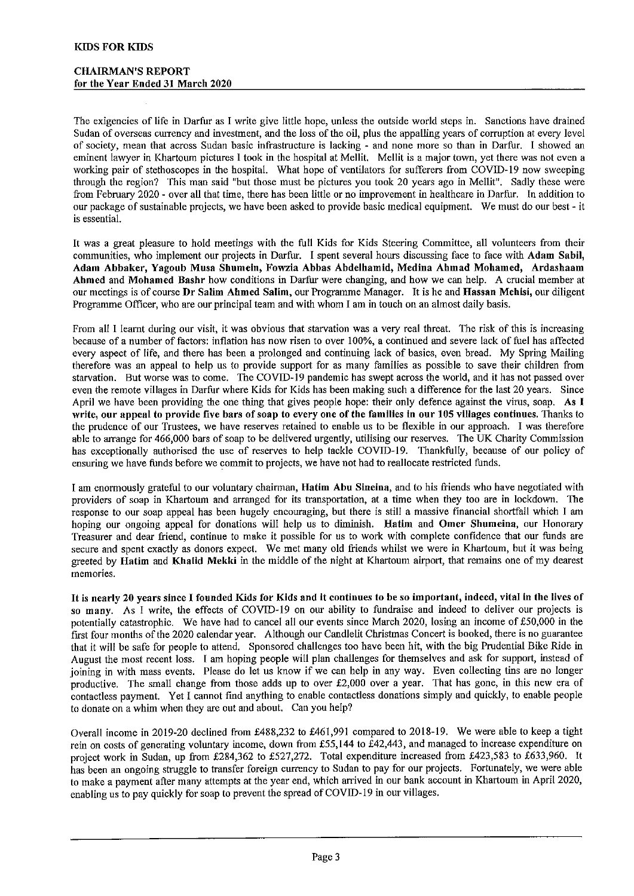# KIDS FOR KIDS

## CHAIRMAN'S REPORT
## for the Year Ended 31 March 2020

The exigencies of life in Darfur as I write give little hope, unless the outside world steps in. Sanctions have drained Sudan of overseas currency and investment, and the loss of the oil, plus the appalling years of corruption at every level of society, mean that across Sudan basic infrastructure is lacking - and none more so than in Darfur. I showed an eminent lawyer in Khartoum pictures I took in the hospital at Mellit. Mellit is a major town, yet there was not even a working pair of stethoscopes in the hospital. What hope of ventilators for sufferers from COVID-19 now sweeping through the region? This man said "but those must be pictures you took 20 years ago in Mellit". Sadly these were from February 2020 - over all that time, there has been little or no improvement in healthcare in Darfur. In addition to our package of sustainable projects, we have been asked to provide basic medical equipment. We must do our best - it is essential.

It was a great pleasure to hold meetings with the full Kids for Kids Steering Committee, all volunteers from their communities, who implement our projects in Darfur. I spent several hours discussing face to face with **Adam Sabil, Adam Abbaker, Yagoub Musa Shumein, Fowzia Abbas Abdelhamid, Medina Ahmad Mohamed, Ardashaam Ahmed** and **Mohamed Bashr** how conditions in Darfur were changing, and how we can help. A crucial member at our meetings is of course **Dr Salim Ahmed Salim**, our Programme Manager. It is he and **Hassan Mehisi**, our diligent Programme Officer, who are our principal team and with whom I am in touch on an almost daily basis.

From all I learnt during our visit, it was obvious that starvation was a very real threat. The risk of this is increasing because of a number of factors: inflation has now risen to over 100%, a continued and severe lack of fuel has affected every aspect of life, and there has been a prolonged and continuing lack of basics, even bread. My Spring Mailing therefore was an appeal to help us to provide support for as many families as possible to save their children from starvation. But worse was to come. The COVID-19 pandemic has swept across the world, and it has not passed over even the remote villages in Darfur where Kids for Kids has been making such a difference for the last 20 years. Since April we have been providing the one thing that gives people hope: their only defence against the virus, soap. **As I write, our appeal to provide five bars of soap to every one of the families in our 105 villages continues.** Thanks to the prudence of our Trustees, we have reserves retained to enable us to be flexible in our approach. I was therefore able to arrange for 466,000 bars of soap to be delivered urgently, utilising our reserves. The UK Charity Commission has exceptionally authorised the use of reserves to help tackle COVID-19. Thankfully, because of our policy of ensuring we have funds before we commit to projects, we have not had to reallocate restricted funds.

I am enormously grateful to our voluntary chairman, **Hatim Abu Sineina**, and to his friends who have negotiated with providers of soap in Khartoum and arranged for its transportation, at a time when they too are in lockdown. The response to our soap appeal has been hugely encouraging, but there is still a massive financial shortfall which I am hoping our ongoing appeal for donations will help us to diminish. **Hatim** and **Omer Shumeina**, our Honorary Treasurer and dear friend, continue to make it possible for us to work with complete confidence that our funds are secure and spent exactly as donors expect. We met many old friends whilst we were in Khartoum, but it was being greeted by **Hatim** and **Khalid Mekki** in the middle of the night at Khartoum airport, that remains one of my dearest memories.

**It is nearly 20 years since I founded Kids for Kids and it continues to be so important, indeed, vital in the lives of** so many. As I write, the effects of COVID-19 on our ability to fundraise and indeed to deliver our projects is potentially catastrophic. We have had to cancel all our events since March 2020, losing an income of £50,000 in the first four months of the 2020 calendar year. Although our Candlelit Christmas Concert is booked, there is no guarantee that it will be safe for people to attend. Sponsored challenges too have been hit, with the big Prudential Bike Ride in August the most recent loss. I am hoping people will plan challenges for themselves and ask for support, instead of joining in with mass events. Please do let us know if we can help in any way. Even collecting tins are no longer productive. The small change from those adds up to over £2,000 over a year. That has gone, in this new era of contactless payment. Yet I cannot find anything to enable contactless donations simply and quickly, to enable people to donate on a whim when they are out and about. Can you help?

Overall income in 2019-20 declined from £488,232 to £461,991 compared to 2018-19. We were able to keep a tight rein on costs of generating voluntary income, down from £55,144 to £42,443, and managed to increase expenditure on project work in Sudan, up from £284,362 to £527,272. Total expenditure increased from £423,583 to £633,960. It has been an ongoing struggle to transfer foreign currency to Sudan to pay for our projects. Fortunately, we were able to make a payment after many attempts at the year end, which arrived in our bank account in Khartoum in April 2020, enabling us to pay quickly for soap to prevent the spread of COVID-19 in our villages.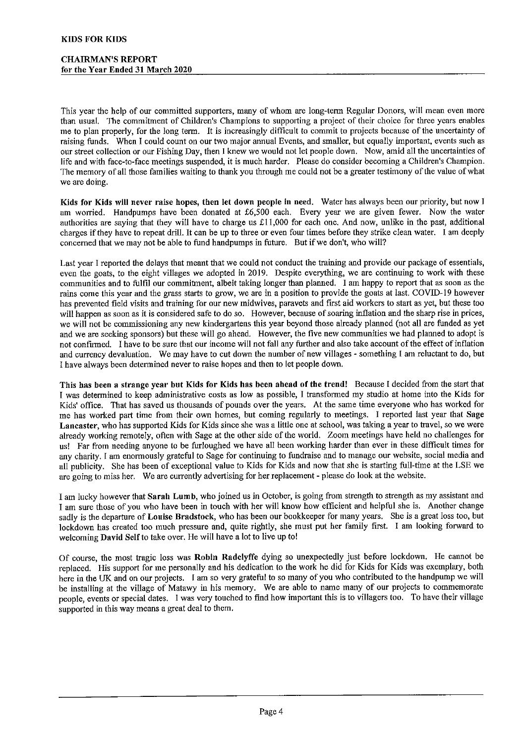**KIDS FOR KIDS**

**CHAIRMAN'S REPORT**
**for the Year Ended 31 March 2020**

This year the help of our committed supporters, many of whom are long-term Regular Donors, will mean even more than usual. The commitment of Children's Champions to supporting a project of their choice for three years enables me to plan properly, for the long term. It is increasingly difficult to commit to projects because of the uncertainty of raising funds. When I could count on our two major annual Events, and smaller, but equally important, events such as our street collection or our Fishing Day, then I knew we would not let people down. Now, amid all the uncertainties of life and with face-to-face meetings suspended, it is much harder. Please do consider becoming a Children's Champion. The memory of all those families waiting to thank you through me could not be a greater testimony of the value of what we are doing.

**Kids for Kids will never raise hopes, then let down people in need.** Water has always been our priority, but now I am worried. Handpumps have been donated at £6,500 each. Every year we are given fewer. Now the water authorities are saying that they will have to charge us £11,000 for each one. And now, unlike in the past, additional charges if they have to repeat drill. It can be up to three or even four times before they strike clean water. I am deeply concerned that we may not be able to fund handpumps in future. But if we don't, who will?

Last year I reported the delays that meant that we could not conduct the training and provide our package of essentials, even the goats, to the eight villages we adopted in 2019. Despite everything, we are continuing to work with these communities and to fulfil our commitment, albeit taking longer than planned. I am happy to report that as soon as the rains come this year and the grass starts to grow, we are in a position to provide the goats at last. COVID-19 however has prevented field visits and training for our new midwives, paravets and first aid workers to start as yet, but these too will happen as soon as it is considered safe to do so. However, because of soaring inflation and the sharp rise in prices, we will not be commissioning any new kindergartens this year beyond those already planned (not all are funded as yet and we are seeking sponsors) but these will go ahead. However, the five new communities we had planned to adopt is not confirmed. I have to be sure that our income will not fall any further and also take account of the effect of inflation and currency devaluation. We may have to cut down the number of new villages - something I am reluctant to do, but I have always been determined never to raise hopes and then to let people down.

**This has been a strange year but Kids for Kids has been ahead of the trend!** Because I decided from the start that I was determined to keep administrative costs as low as possible, I transformed my studio at home into the Kids for Kids' office. That has saved us thousands of pounds over the years. At the same time everyone who has worked for me has worked part time from their own homes, but coming regularly to meetings. I reported last year that **Sage Lancaster**, who has supported Kids for Kids since she was a little one at school, was taking a year to travel, so we were already working remotely, often with Sage at the other side of the world. Zoom meetings have held no challenges for us! Far from needing anyone to be furloughed we have all been working harder than ever in these difficult times for any charity. I am enormously grateful to Sage for continuing to fundraise and to manage our website, social media and all publicity. She has been of exceptional value to Kids for Kids and now that she is starting full-time at the LSE we are going to miss her. We are currently advertising for her replacement - please do look at the website.

I am lucky however that **Sarah Lumb**, who joined us in October, is going from strength to strength as my assistant and I am sure those of you who have been in touch with her will know how efficient and helpful she is. Another change sadly is the departure of **Louise Bradstock**, who has been our bookkeeper for many years. She is a great loss too, but lockdown has created too much pressure and, quite rightly, she must put her family first. I am looking forward to welcoming **David Self** to take over. He will have a lot to live up to!

Of course, the most tragic loss was **Robin Radclyffe** dying so unexpectedly just before lockdown. He cannot be replaced. His support for me personally and his dedication to the work he did for Kids for Kids was exemplary, both here in the UK and on our projects. I am so very grateful to so many of you who contributed to the handpump we will be installing at the village of Matawy in his memory. We are able to name many of our projects to commemorate people, events or special dates. I was very touched to find how important this is to villagers too. To have their village supported in this way means a great deal to them.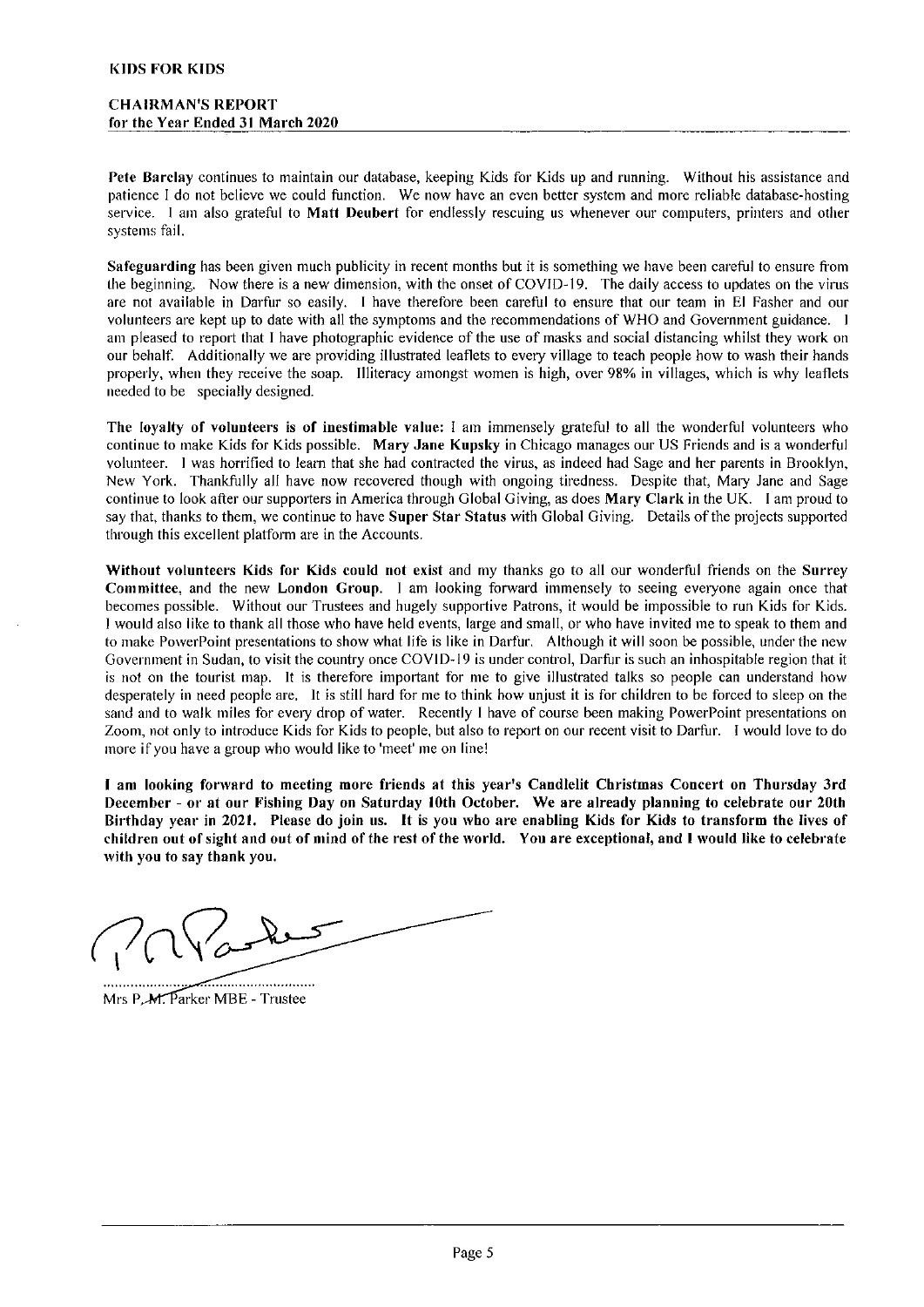**KIDS FOR KIDS**

**CHAIRMAN'S REPORT**
**for the Year Ended 31 March 2020**

**Pete Barclay** continues to maintain our database, keeping Kids for Kids up and running. Without his assistance and patience I do not believe we could function. We now have an even better system and more reliable database-hosting service. I am also grateful to **Matt Deubert** for endlessly rescuing us whenever our computers, printers and other systems fail.

**Safeguarding** has been given much publicity in recent months but it is something we have been careful to ensure from the beginning. Now there is a new dimension, with the onset of COVID-19. The daily access to updates on the virus are not available in Darfur so easily. I have therefore been careful to ensure that our team in El Fasher and our volunteers are kept up to date with all the symptoms and the recommendations of WHO and Government guidance. I am pleased to report that I have photographic evidence of the use of masks and social distancing whilst they work on our behalf. Additionally we are providing illustrated leaflets to every village to teach people how to wash their hands properly, when they receive the soap. Illiteracy amongst women is high, over 98% in villages, which is why leaflets needed to be specially designed.

**The loyalty of volunteers is of inestimable value:** I am immensely grateful to all the wonderful volunteers who continue to make Kids for Kids possible. **Mary Jane Kupsky** in Chicago manages our US Friends and is a wonderful volunteer. I was horrified to learn that she had contracted the virus, as indeed had Sage and her parents in Brooklyn, New York. Thankfully all have now recovered though with ongoing tiredness. Despite that, Mary Jane and Sage continue to look after our supporters in America through Global Giving, as does **Mary Clark** in the UK. I am proud to say that, thanks to them, we continue to have **Super Star Status** with Global Giving. Details of the projects supported through this excellent platform are in the Accounts.

**Without volunteers Kids for Kids could not exist** and my thanks go to all our wonderful friends on the **Surrey Committee**, and the new **London Group**. I am looking forward immensely to seeing everyone again once that becomes possible. Without our Trustees and hugely supportive Patrons, it would be impossible to run Kids for Kids. I would also like to thank all those who have held events, large and small, or who have invited me to speak to them and to make PowerPoint presentations to show what life is like in Darfur. Although it will soon be possible, under the new Government in Sudan, to visit the country once COVID-19 is under control, Darfur is such an inhospitable region that it is not on the tourist map. It is therefore important for me to give illustrated talks so people can understand how desperately in need people are. It is still hard for me to think how unjust it is for children to be forced to sleep on the sand and to walk miles for every drop of water. Recently I have of course been making PowerPoint presentations on Zoom, not only to introduce Kids for Kids to people, but also to report on our recent visit to Darfur. I would love to do more if you have a group who would like to 'meet' me on line!

**I am looking forward to meeting more friends at this year's Candlelit Christmas Concert on Thursday 3rd December - or at our Fishing Day on Saturday 10th October. We are already planning to celebrate our 20th Birthday year in 2021. Please do join us. It is you who are enabling Kids for Kids to transform the lives of children out of sight and out of mind of the rest of the world. You are exceptional, and I would like to celebrate with you to say thank you.**

........................................................
Mrs P. M. Parker MBE - Trustee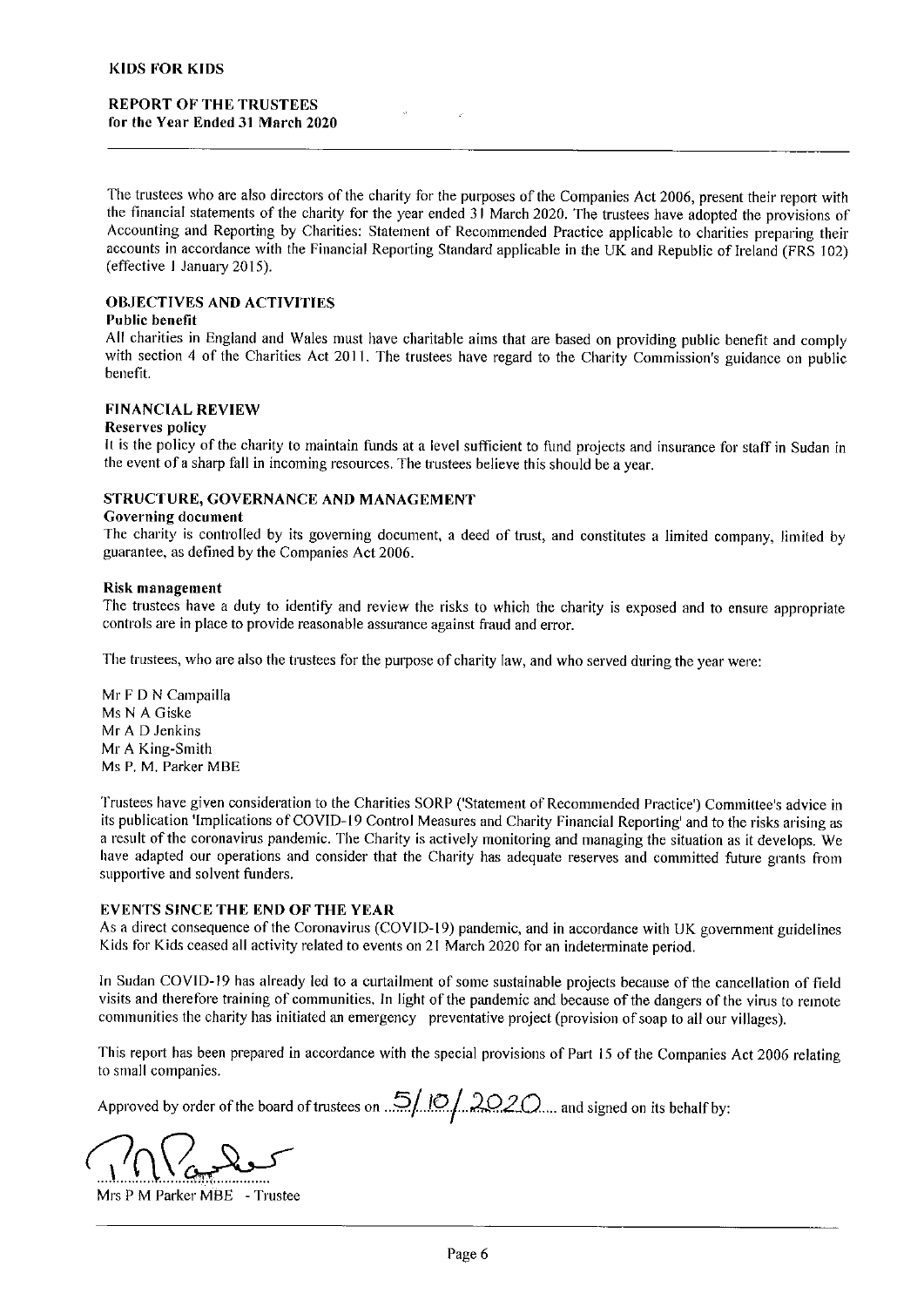**KIDS FOR KIDS**

**REPORT OF THE TRUSTEES**
**for the Year Ended 31 March 2020**

The trustees who are also directors of the charity for the purposes of the Companies Act 2006, present their report with the financial statements of the charity for the year ended 31 March 2020. The trustees have adopted the provisions of Accounting and Reporting by Charities: Statement of Recommended Practice applicable to charities preparing their accounts in accordance with the Financial Reporting Standard applicable in the UK and Republic of Ireland (FRS 102) (effective 1 January 2015).

## OBJECTIVES AND ACTIVITIES

**Public benefit**

All charities in England and Wales must have charitable aims that are based on providing public benefit and comply with section 4 of the Charities Act 2011. The trustees have regard to the Charity Commission's guidance on public benefit.

## FINANCIAL REVIEW

**Reserves policy**

It is the policy of the charity to maintain funds at a level sufficient to fund projects and insurance for staff in Sudan in the event of a sharp fall in incoming resources. The trustees believe this should be a year.

## STRUCTURE, GOVERNANCE AND MANAGEMENT

**Governing document**

The charity is controlled by its governing document, a deed of trust, and constitutes a limited company, limited by guarantee, as defined by the Companies Act 2006.

**Risk management**

The trustees have a duty to identify and review the risks to which the charity is exposed and to ensure appropriate controls are in place to provide reasonable assurance against fraud and error.

The trustees, who are also the trustees for the purpose of charity law, and who served during the year were:

Mr F D N Campailla
Ms N A Giske
Mr A D Jenkins
Mr A King-Smith
Ms P. M. Parker MBE

Trustees have given consideration to the Charities SORP ('Statement of Recommended Practice') Committee's advice in its publication 'Implications of COVID-19 Control Measures and Charity Financial Reporting' and to the risks arising as a result of the coronavirus pandemic. The Charity is actively monitoring and managing the situation as it develops. We have adapted our operations and consider that the Charity has adequate reserves and committed future grants from supportive and solvent funders.

## EVENTS SINCE THE END OF THE YEAR

As a direct consequence of the Coronavirus (COVID-19) pandemic, and in accordance with UK government guidelines Kids for Kids ceased all activity related to events on 21 March 2020 for an indeterminate period.

In Sudan COVID-19 has already led to a curtailment of some sustainable projects because of the cancellation of field visits and therefore training of communities. In light of the pandemic and because of the dangers of the virus to remote communities the charity has initiated an emergency preventative project (provision of soap to all our villages).

This report has been prepared in accordance with the special provisions of Part 15 of the Companies Act 2006 relating to small companies.

Approved by order of the board of trustees on 5/10/2020 and signed on its behalf by:

.............................................
Mrs P M Parker MBE - Trustee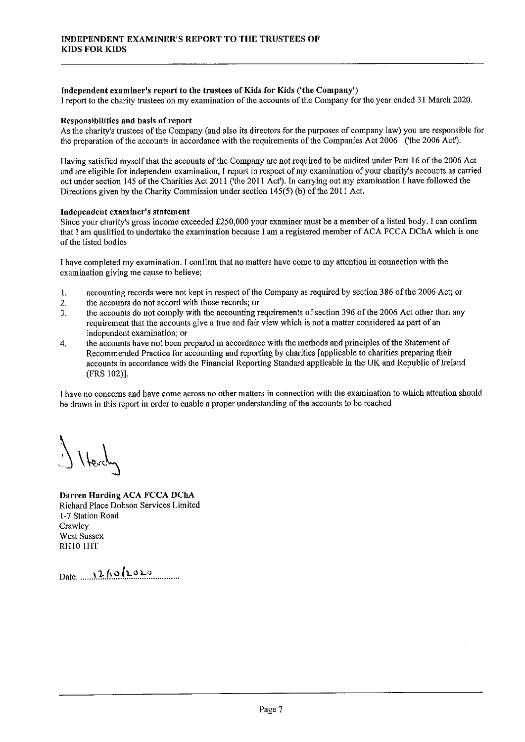# INDEPENDENT EXAMINER'S REPORT TO THE TRUSTEES OF KIDS FOR KIDS

**Independent examiner's report to the trustees of Kids for Kids ('the Company')**

I report to the charity trustees on my examination of the accounts of the Company for the year ended 31 March 2020.

**Responsibilities and basis of report**

As the charity's trustees of the Company (and also its directors for the purposes of company law) you are responsible for the preparation of the accounts in accordance with the requirements of the Companies Act 2006 ('the 2006 Act').

Having satisfied myself that the accounts of the Company are not required to be audited under Part 16 of the 2006 Act and are eligible for independent examination, I report in respect of my examination of your charity's accounts as carried out under section 145 of the Charities Act 2011 ('the 2011 Act'). In carrying out my examination I have followed the Directions given by the Charity Commission under section 145(5) (b) of the 2011 Act.

**Independent examiner's statement**

Since your charity's gross income exceeded £250,000 your examiner must be a member of a listed body. I can confirm that I am qualified to undertake the examination because I am a registered member of ACA FCCA DChA which is one of the listed bodies

I have completed my examination. I confirm that no matters have come to my attention in connection with the examination giving me cause to believe:

1. accounting records were not kept in respect of the Company as required by section 386 of the 2006 Act; or
2. the accounts do not accord with those records; or
3. the accounts do not comply with the accounting requirements of section 396 of the 2006 Act other than any requirement that the accounts give a true and fair view which is not a matter considered as part of an independent examination; or
4. the accounts have not been prepared in accordance with the methods and principles of the Statement of Recommended Practice for accounting and reporting by charities [applicable to charities preparing their accounts in accordance with the Financial Reporting Standard applicable in the UK and Republic of Ireland (FRS 102)].

I have no concerns and have come across no other matters in connection with the examination to which attention should be drawn in this report in order to enable a proper understanding of the accounts to be reached

D Hardy

**Darren Harding ACA FCCA DChA**
Richard Place Dobson Services Limited
1-7 Station Road
Crawley
West Sussex
RH10 1HT

Date: 12/10/2020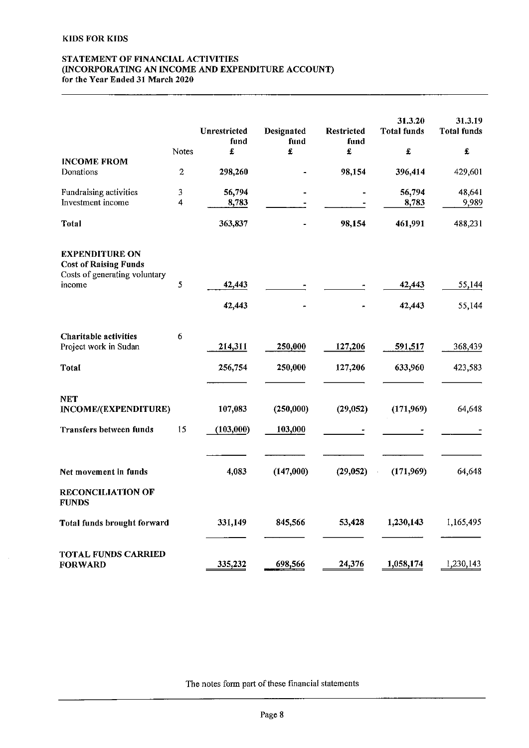KIDS FOR KIDS

# STATEMENT OF FINANCIAL ACTIVITIES (INCORPORATING AN INCOME AND EXPENDITURE ACCOUNT) for the Year Ended 31 March 2020

| | Notes | Unrestricted fund £ | Designated fund £ | Restricted fund £ | 31.3.20 Total funds £ | 31.3.19 Total funds £ |
|---|---|---|---|---|---|---|
| **INCOME FROM** | | | | | | |
| Donations | 2 | 298,260 | - | 98,154 | 396,414 | 429,601 |
| Fundraising activities | 3 | 56,794 | - | - | 56,794 | 48,641 |
| Investment income | 4 | 8,783 | - | - | 8,783 | 9,989 |
| **Total** | | 363,837 | - | 98,154 | 461,991 | 488,231 |
| **EXPENDITURE ON** | | | | | | |
| **Cost of Raising Funds** | | | | | | |
| Costs of generating voluntary income | 5 | 42,443 | - | - | 42,443 | 55,144 |
| | | 42,443 | - | - | 42,443 | 55,144 |
| **Charitable activities** | 6 | | | | | |
| Project work in Sudan | | 214,311 | 250,000 | 127,206 | 591,517 | 368,439 |
| **Total** | | 256,754 | 250,000 | 127,206 | 633,960 | 423,583 |
| **NET INCOME/(EXPENDITURE)** | | 107,083 | (250,000) | (29,052) | (171,969) | 64,648 |
| **Transfers between funds** | 15 | (103,000) | 103,000 | - | - | - |
| **Net movement in funds** | | 4,083 | (147,000) | (29,052) | (171,969) | 64,648 |
| **RECONCILIATION OF FUNDS** | | | | | | |
| **Total funds brought forward** | | 331,149 | 845,566 | 53,428 | 1,230,143 | 1,165,495 |
| **TOTAL FUNDS CARRIED FORWARD** | | 335,232 | 698,566 | 24,376 | 1,058,174 | 1,230,143 |

The notes form part of these financial statements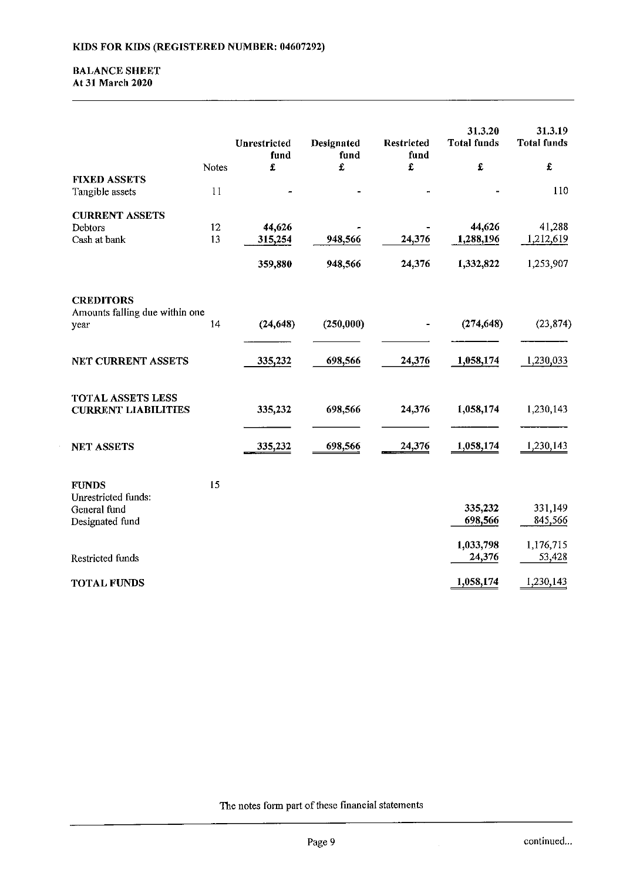KIDS FOR KIDS (REGISTERED NUMBER: 04607292)

## BALANCE SHEET
### At 31 March 2020

| | Notes | Unrestricted fund £ | Designated fund £ | Restricted fund £ | 31.3.20 Total funds £ | 31.3.19 Total funds £ |
|---|---|---|---|---|---|---|
| **FIXED ASSETS** | | | | | | |
| Tangible assets | 11 | - | - | - | - | 110 |
| **CURRENT ASSETS** | | | | | | |
| Debtors | 12 | 44,626 | - | - | 44,626 | 41,288 |
| Cash at bank | 13 | 315,254 | 948,566 | 24,376 | 1,288,196 | 1,212,619 |
| | | 359,880 | 948,566 | 24,376 | 1,332,822 | 1,253,907 |
| **CREDITORS** | | | | | | |
| Amounts falling due within one year | 14 | (24,648) | (250,000) | - | (274,648) | (23,874) |
| **NET CURRENT ASSETS** | | 335,232 | 698,566 | 24,376 | 1,058,174 | 1,230,033 |
| **TOTAL ASSETS LESS CURRENT LIABILITIES** | | 335,232 | 698,566 | 24,376 | 1,058,174 | 1,230,143 |
| **NET ASSETS** | | 335,232 | 698,566 | 24,376 | 1,058,174 | 1,230,143 |
| **FUNDS** | 15 | | | | | |
| Unrestricted funds: | | | | | | |
| General fund | | | | | 335,232 | 331,149 |
| Designated fund | | | | | 698,566 | 845,566 |
| | | | | | 1,033,798 | 1,176,715 |
| Restricted funds | | | | | 24,376 | 53,428 |
| **TOTAL FUNDS** | | | | | 1,058,174 | 1,230,143 |

The notes form part of these financial statements

continued...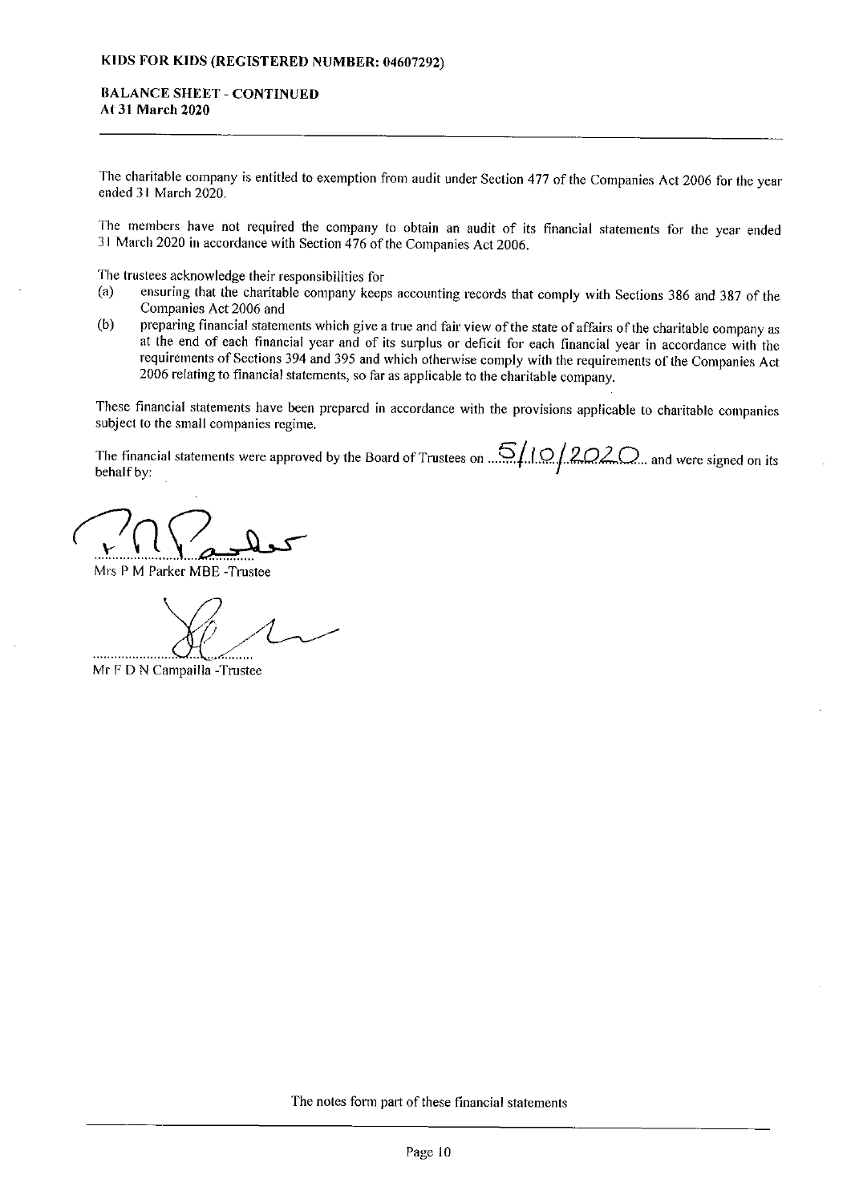**KIDS FOR KIDS (REGISTERED NUMBER: 04607292)**

**BALANCE SHEET - CONTINUED**
**At 31 March 2020**

The charitable company is entitled to exemption from audit under Section 477 of the Companies Act 2006 for the year ended 31 March 2020.

The members have not required the company to obtain an audit of its financial statements for the year ended 31 March 2020 in accordance with Section 476 of the Companies Act 2006.

The trustees acknowledge their responsibilities for

(a) ensuring that the charitable company keeps accounting records that comply with Sections 386 and 387 of the Companies Act 2006 and
(b) preparing financial statements which give a true and fair view of the state of affairs of the charitable company as at the end of each financial year and of its surplus or deficit for each financial year in accordance with the requirements of Sections 394 and 395 and which otherwise comply with the requirements of the Companies Act 2006 relating to financial statements, so far as applicable to the charitable company.

These financial statements have been prepared in accordance with the provisions applicable to charitable companies subject to the small companies regime.

The financial statements were approved by the Board of Trustees on 5/10/2020 and were signed on its behalf by:

.............................................
Mrs P M Parker MBE -Trustee

.............................................
Mr F D N Campailla -Trustee

The notes form part of these financial statements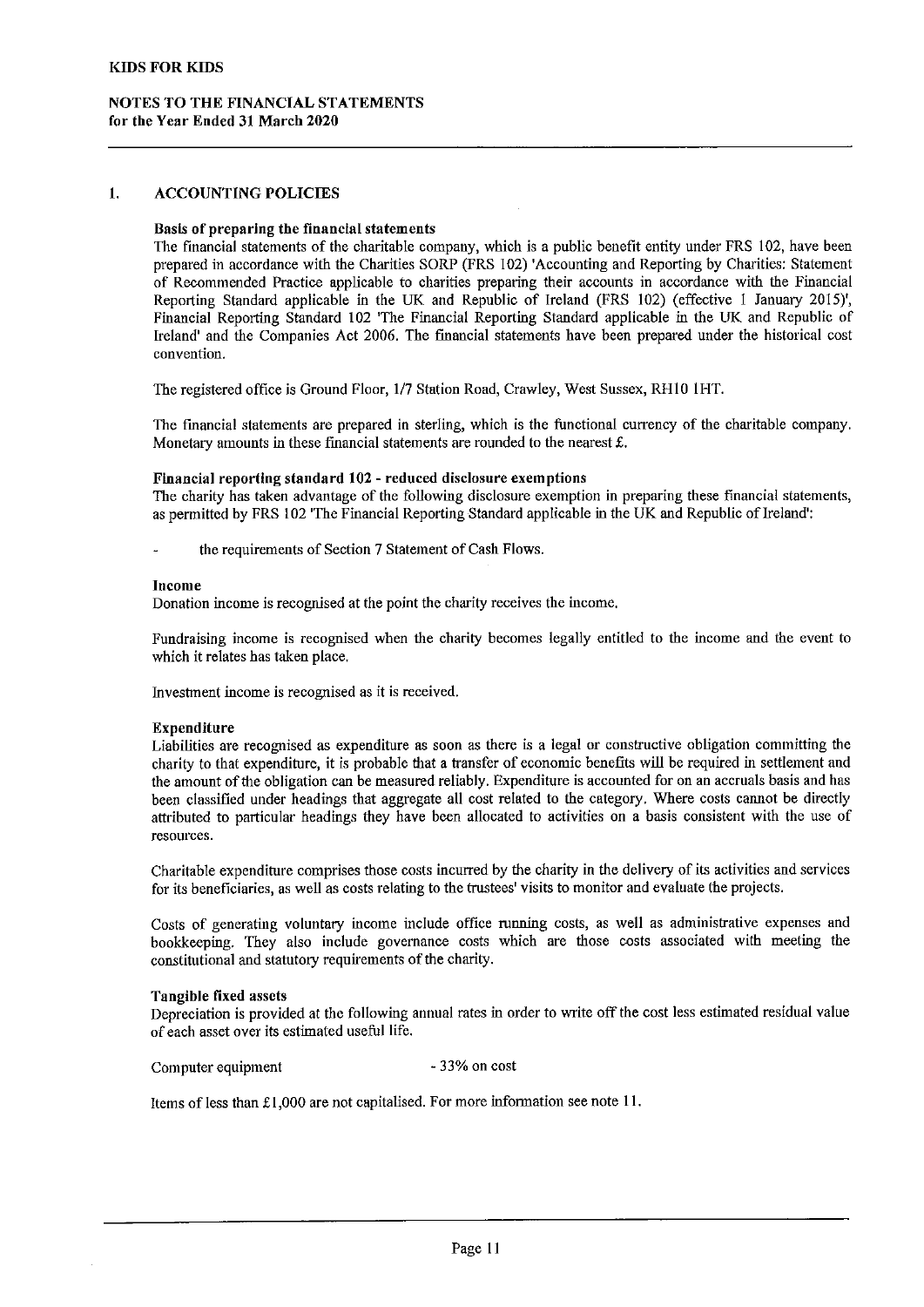## 1. ACCOUNTING POLICIES

**Basis of preparing the financial statements**

The financial statements of the charitable company, which is a public benefit entity under FRS 102, have been prepared in accordance with the Charities SORP (FRS 102) 'Accounting and Reporting by Charities: Statement of Recommended Practice applicable to charities preparing their accounts in accordance with the Financial Reporting Standard applicable in the UK and Republic of Ireland (FRS 102) (effective 1 January 2015)', Financial Reporting Standard 102 'The Financial Reporting Standard applicable in the UK and Republic of Ireland' and the Companies Act 2006. The financial statements have been prepared under the historical cost convention.

The registered office is Ground Floor, 1/7 Station Road, Crawley, West Sussex, RH10 1HT.

The financial statements are prepared in sterling, which is the functional currency of the charitable company. Monetary amounts in these financial statements are rounded to the nearest £.

**Financial reporting standard 102 - reduced disclosure exemptions**

The charity has taken advantage of the following disclosure exemption in preparing these financial statements, as permitted by FRS 102 'The Financial Reporting Standard applicable in the UK and Republic of Ireland':

- the requirements of Section 7 Statement of Cash Flows.

**Income**

Donation income is recognised at the point the charity receives the income.

Fundraising income is recognised when the charity becomes legally entitled to the income and the event to which it relates has taken place.

Investment income is recognised as it is received.

**Expenditure**

Liabilities are recognised as expenditure as soon as there is a legal or constructive obligation committing the charity to that expenditure, it is probable that a transfer of economic benefits will be required in settlement and the amount of the obligation can be measured reliably. Expenditure is accounted for on an accruals basis and has been classified under headings that aggregate all cost related to the category. Where costs cannot be directly attributed to particular headings they have been allocated to activities on a basis consistent with the use of resources.

Charitable expenditure comprises those costs incurred by the charity in the delivery of its activities and services for its beneficiaries, as well as costs relating to the trustees' visits to monitor and evaluate the projects.

Costs of generating voluntary income include office running costs, as well as administrative expenses and bookkeeping. They also include governance costs which are those costs associated with meeting the constitutional and statutory requirements of the charity.

**Tangible fixed assets**

Depreciation is provided at the following annual rates in order to write off the cost less estimated residual value of each asset over its estimated useful life.

| | |
|---|---|
| Computer equipment | - 33% on cost |

Items of less than £1,000 are not capitalised. For more information see note 11.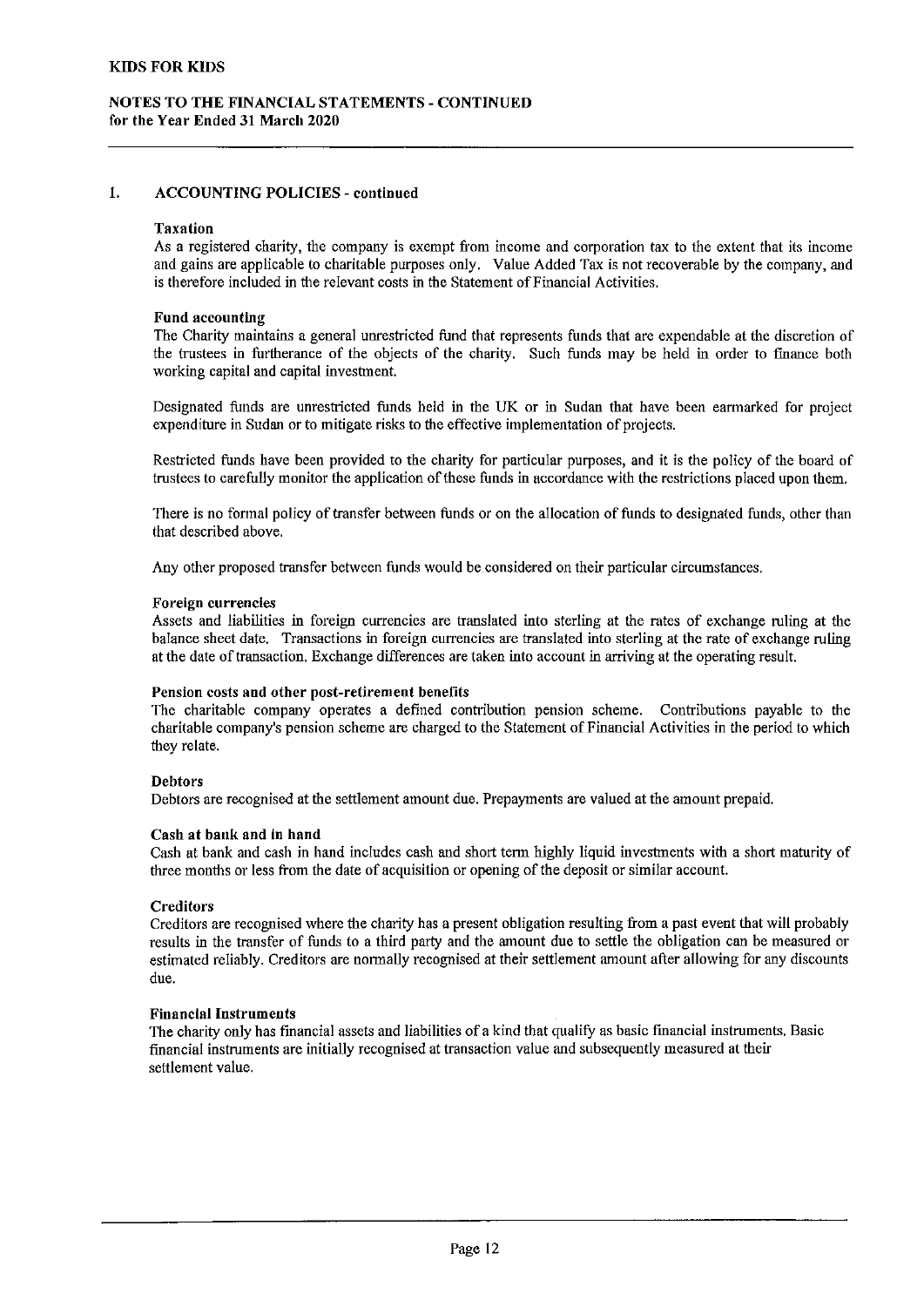## 1. ACCOUNTING POLICIES - continued

### Taxation

As a registered charity, the company is exempt from income and corporation tax to the extent that its income and gains are applicable to charitable purposes only. Value Added Tax is not recoverable by the company, and is therefore included in the relevant costs in the Statement of Financial Activities.

### Fund accounting

The Charity maintains a general unrestricted fund that represents funds that are expendable at the discretion of the trustees in furtherance of the objects of the charity. Such funds may be held in order to finance both working capital and capital investment.

Designated funds are unrestricted funds held in the UK or in Sudan that have been earmarked for project expenditure in Sudan or to mitigate risks to the effective implementation of projects.

Restricted funds have been provided to the charity for particular purposes, and it is the policy of the board of trustees to carefully monitor the application of these funds in accordance with the restrictions placed upon them.

There is no formal policy of transfer between funds or on the allocation of funds to designated funds, other than that described above.

Any other proposed transfer between funds would be considered on their particular circumstances.

### Foreign currencies

Assets and liabilities in foreign currencies are translated into sterling at the rates of exchange ruling at the balance sheet date. Transactions in foreign currencies are translated into sterling at the rate of exchange ruling at the date of transaction. Exchange differences are taken into account in arriving at the operating result.

### Pension costs and other post-retirement benefits

The charitable company operates a defined contribution pension scheme. Contributions payable to the charitable company's pension scheme are charged to the Statement of Financial Activities in the period to which they relate.

### Debtors

Debtors are recognised at the settlement amount due. Prepayments are valued at the amount prepaid.

### Cash at bank and in hand

Cash at bank and cash in hand includes cash and short term highly liquid investments with a short maturity of three months or less from the date of acquisition or opening of the deposit or similar account.

### Creditors

Creditors are recognised where the charity has a present obligation resulting from a past event that will probably results in the transfer of funds to a third party and the amount due to settle the obligation can be measured or estimated reliably. Creditors are normally recognised at their settlement amount after allowing for any discounts due.

### Financial Instruments

The charity only has financial assets and liabilities of a kind that qualify as basic financial instruments. Basic financial instruments are initially recognised at transaction value and subsequently measured at their settlement value.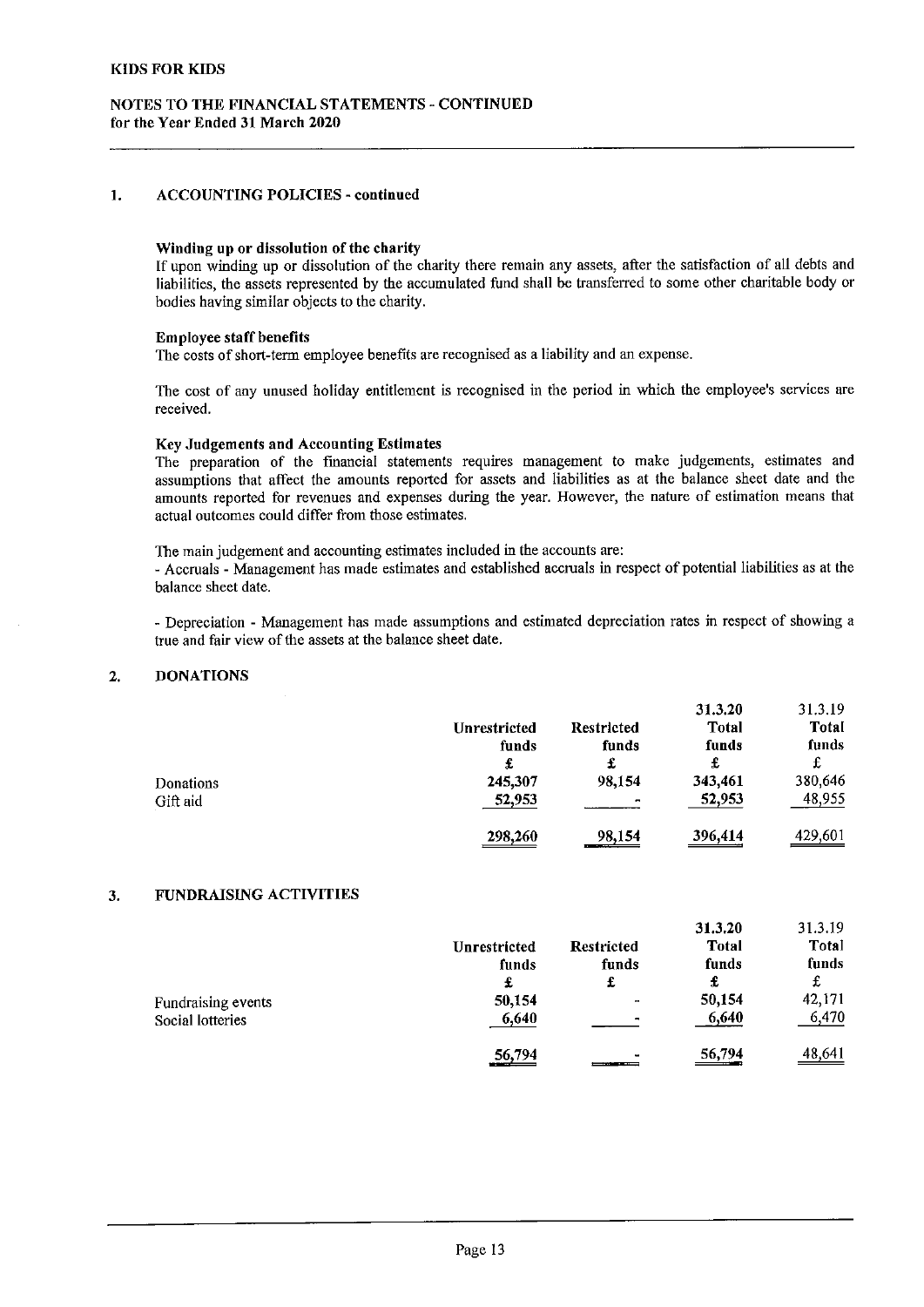KIDS FOR KIDS

NOTES TO THE FINANCIAL STATEMENTS - CONTINUED
for the Year Ended 31 March 2020

## 1. ACCOUNTING POLICIES - continued

**Winding up or dissolution of the charity**

If upon winding up or dissolution of the charity there remain any assets, after the satisfaction of all debts and liabilities, the assets represented by the accumulated fund shall be transferred to some other charitable body or bodies having similar objects to the charity.

**Employee staff benefits**

The costs of short-term employee benefits are recognised as a liability and an expense.

The cost of any unused holiday entitlement is recognised in the period in which the employee's services are received.

**Key Judgements and Accounting Estimates**

The preparation of the financial statements requires management to make judgements, estimates and assumptions that affect the amounts reported for assets and liabilities as at the balance sheet date and the amounts reported for revenues and expenses during the year. However, the nature of estimation means that actual outcomes could differ from those estimates.

The main judgement and accounting estimates included in the accounts are:

- Accruals - Management has made estimates and established accruals in respect of potential liabilities as at the balance sheet date.

- Depreciation - Management has made assumptions and estimated depreciation rates in respect of showing a true and fair view of the assets at the balance sheet date.

## 2. DONATIONS

| | Unrestricted funds | Restricted funds | 31.3.20 Total funds | 31.3.19 Total funds |
|---|---|---|---|---|
| | £ | £ | £ | £ |
| Donations | 245,307 | 98,154 | 343,461 | 380,646 |
| Gift aid | 52,953 | - | 52,953 | 48,955 |
| | 298,260 | 98,154 | 396,414 | 429,601 |

## 3. FUNDRAISING ACTIVITIES

| | Unrestricted funds | Restricted funds | 31.3.20 Total funds | 31.3.19 Total funds |
|---|---|---|---|---|
| | £ | £ | £ | £ |
| Fundraising events | 50,154 | - | 50,154 | 42,171 |
| Social lotteries | 6,640 | - | 6,640 | 6,470 |
| | 56,794 | - | 56,794 | 48,641 |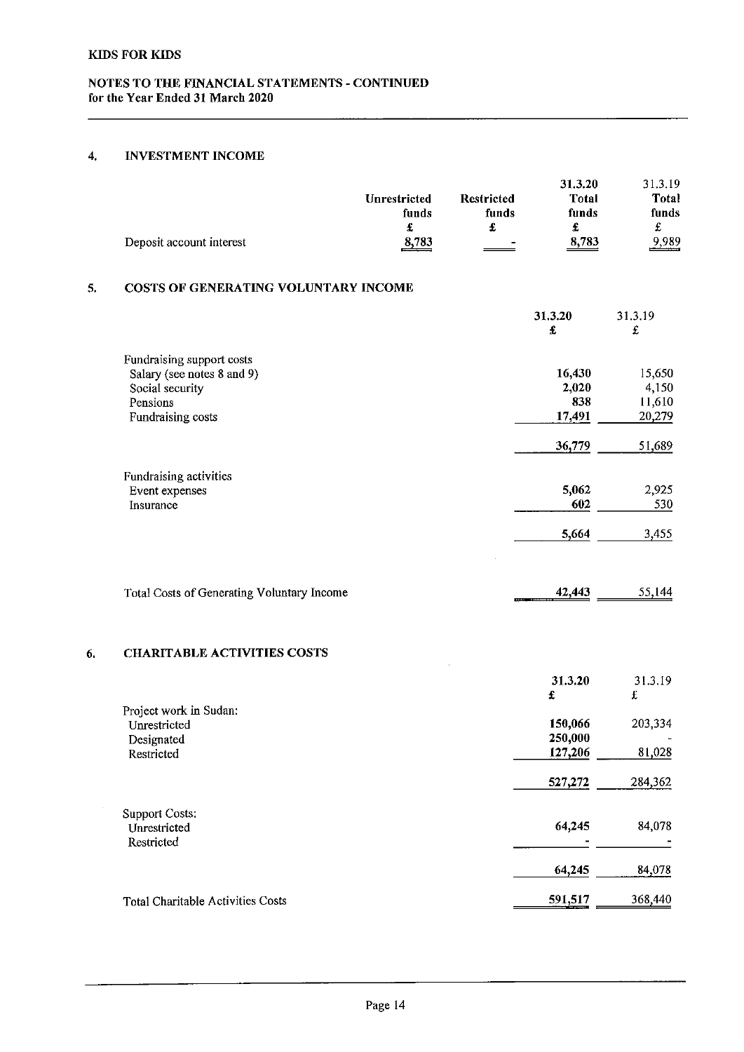KIDS FOR KIDS

NOTES TO THE FINANCIAL STATEMENTS - CONTINUED
for the Year Ended 31 March 2020

## 4. INVESTMENT INCOME

| | Unrestricted funds | Restricted funds | 31.3.20 Total funds | 31.3.19 Total funds |
|---|---|---|---|---|
| | £ | £ | £ | £ |
| Deposit account interest | 8,783 | - | 8,783 | 9,989 |

## 5. COSTS OF GENERATING VOLUNTARY INCOME

| | 31.3.20 | 31.3.19 |
|---|---|---|
| | £ | £ |
| Fundraising support costs | | |
| Salary (see notes 8 and 9) | 16,430 | 15,650 |
| Social security | 2,020 | 4,150 |
| Pensions | 838 | 11,610 |
| Fundraising costs | 17,491 | 20,279 |
| | 36,779 | 51,689 |
| Fundraising activities | | |
| Event expenses | 5,062 | 2,925 |
| Insurance | 602 | 530 |
| | 5,664 | 3,455 |
| Total Costs of Generating Voluntary Income | 42,443 | 55,144 |

## 6. CHARITABLE ACTIVITIES COSTS

| | 31.3.20 | 31.3.19 |
|---|---|---|
| | £ | £ |
| Project work in Sudan: | | |
| Unrestricted | 150,066 | 203,334 |
| Designated | 250,000 | - |
| Restricted | 127,206 | 81,028 |
| | 527,272 | 284,362 |
| Support Costs: | | |
| Unrestricted | 64,245 | 84,078 |
| Restricted | - | - |
| | 64,245 | 84,078 |
| Total Charitable Activities Costs | 591,517 | 368,440 |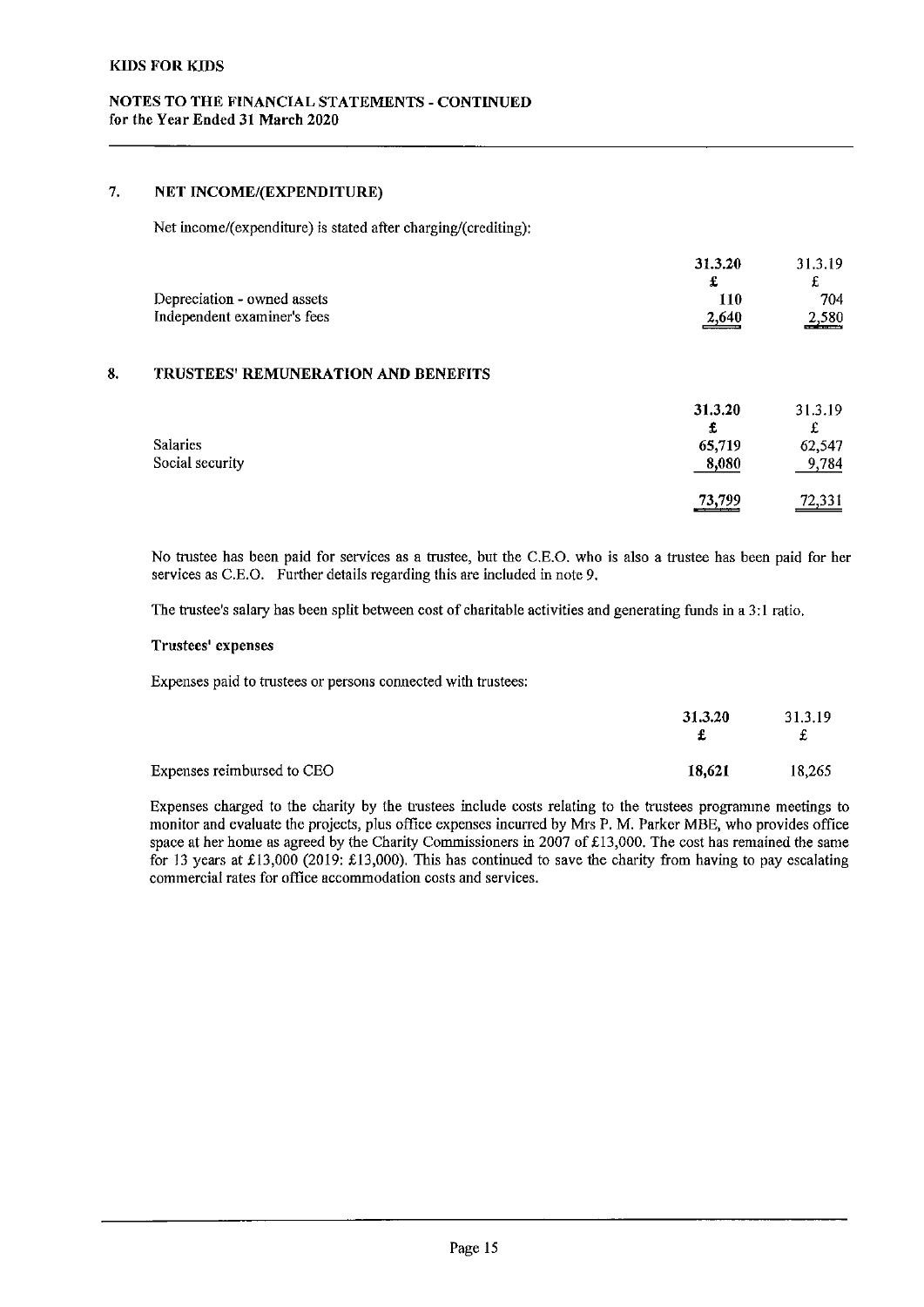# KIDS FOR KIDS

## NOTES TO THE FINANCIAL STATEMENTS - CONTINUED
for the Year Ended 31 March 2020

## 7. NET INCOME/(EXPENDITURE)

Net income/(expenditure) is stated after charging/(crediting):

| | 31.3.20 | 31.3.19 |
|---|---|---|
| | £ | £ |
| Depreciation - owned assets | 110 | 704 |
| Independent examiner's fees | 2,640 | 2,580 |

## 8. TRUSTEES' REMUNERATION AND BENEFITS

| | 31.3.20 | 31.3.19 |
|---|---|---|
| | £ | £ |
| Salaries | 65,719 | 62,547 |
| Social security | 8,080 | 9,784 |
| | 73,799 | 72,331 |

No trustee has been paid for services as a trustee, but the C.E.O. who is also a trustee has been paid for her services as C.E.O. Further details regarding this are included in note 9.

The trustee's salary has been split between cost of charitable activities and generating funds in a 3:1 ratio.

### Trustees' expenses

Expenses paid to trustees or persons connected with trustees:

| | 31.3.20 | 31.3.19 |
|---|---|---|
| | £ | £ |
| Expenses reimbursed to CEO | 18,621 | 18,265 |

Expenses charged to the charity by the trustees include costs relating to the trustees programme meetings to monitor and evaluate the projects, plus office expenses incurred by Mrs P. M. Parker MBE, who provides office space at her home as agreed by the Charity Commissioners in 2007 of £13,000. The cost has remained the same for 13 years at £13,000 (2019: £13,000). This has continued to save the charity from having to pay escalating commercial rates for office accommodation costs and services.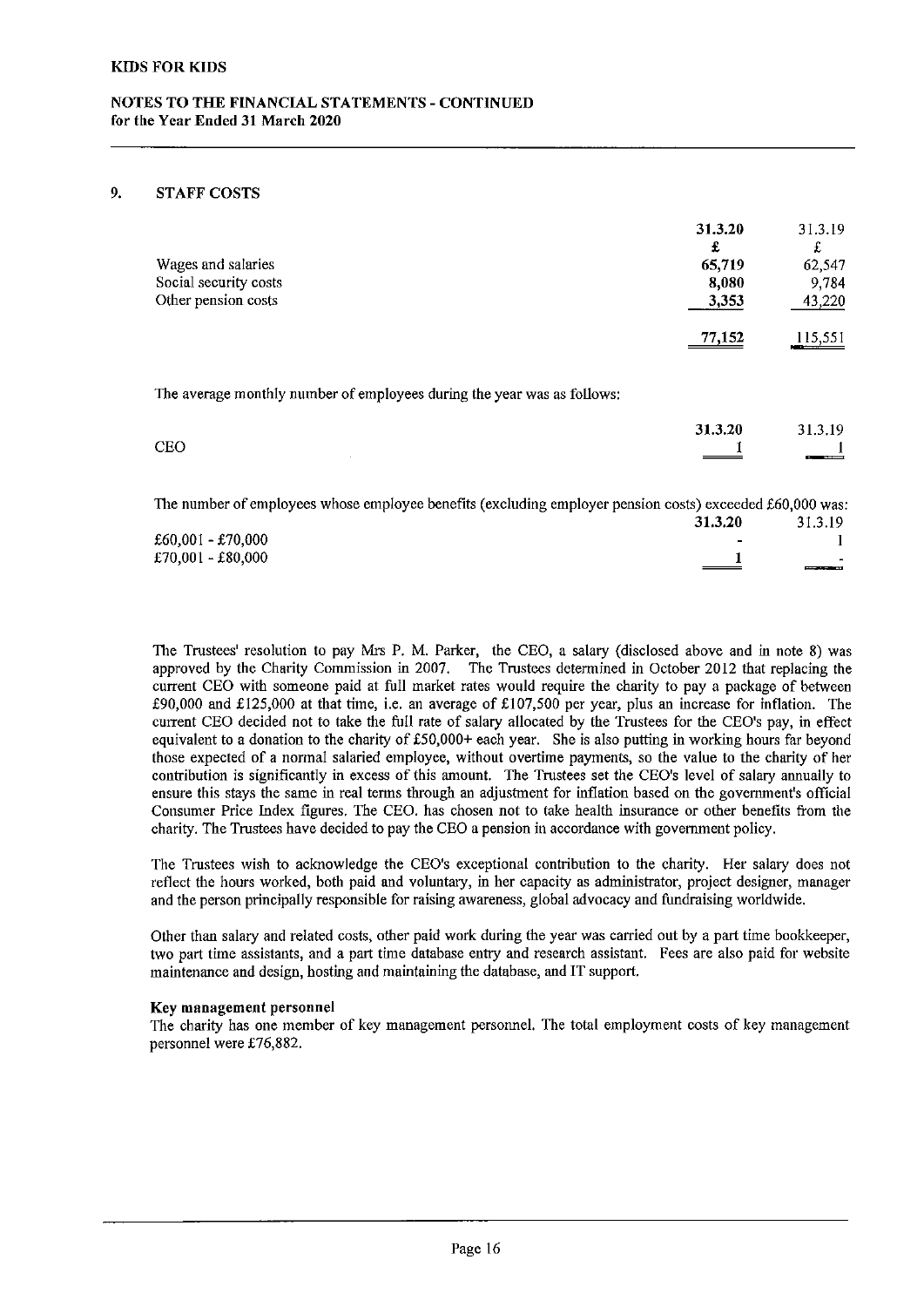# KIDS FOR KIDS

## NOTES TO THE FINANCIAL STATEMENTS - CONTINUED
for the Year Ended 31 March 2020

### 9. STAFF COSTS

| | 31.3.20 | 31.3.19 |
|---|---|---|
| | £ | £ |
| Wages and salaries | 65,719 | 62,547 |
| Social security costs | 8,080 | 9,784 |
| Other pension costs | 3,353 | 43,220 |
| | 77,152 | 115,551 |

The average monthly number of employees during the year was as follows:

| | 31.3.20 | 31.3.19 |
|---|---|---|
| CEO | 1 | 1 |

The number of employees whose employee benefits (excluding employer pension costs) exceeded £60,000 was:

| | 31.3.20 | 31.3.19 |
|---|---|---|
| £60,001 - £70,000 | - | 1 |
| £70,001 - £80,000 | 1 | - |

The Trustees' resolution to pay Mrs P. M. Parker, the CEO, a salary (disclosed above and in note 8) was approved by the Charity Commission in 2007. The Trustees determined in October 2012 that replacing the current CEO with someone paid at full market rates would require the charity to pay a package of between £90,000 and £125,000 at that time, i.e. an average of £107,500 per year, plus an increase for inflation. The current CEO decided not to take the full rate of salary allocated by the Trustees for the CEO's pay, in effect equivalent to a donation to the charity of £50,000+ each year. She is also putting in working hours far beyond those expected of a normal salaried employee, without overtime payments, so the value to the charity of her contribution is significantly in excess of this amount. The Trustees set the CEO's level of salary annually to ensure this stays the same in real terms through an adjustment for inflation based on the government's official Consumer Price Index figures. The CEO. has chosen not to take health insurance or other benefits from the charity. The Trustees have decided to pay the CEO a pension in accordance with government policy.

The Trustees wish to acknowledge the CEO's exceptional contribution to the charity. Her salary does not reflect the hours worked, both paid and voluntary, in her capacity as administrator, project designer, manager and the person principally responsible for raising awareness, global advocacy and fundraising worldwide.

Other than salary and related costs, other paid work during the year was carried out by a part time bookkeeper, two part time assistants, and a part time database entry and research assistant. Fees are also paid for website maintenance and design, hosting and maintaining the database, and IT support.

**Key management personnel**

The charity has one member of key management personnel. The total employment costs of key management personnel were £76,882.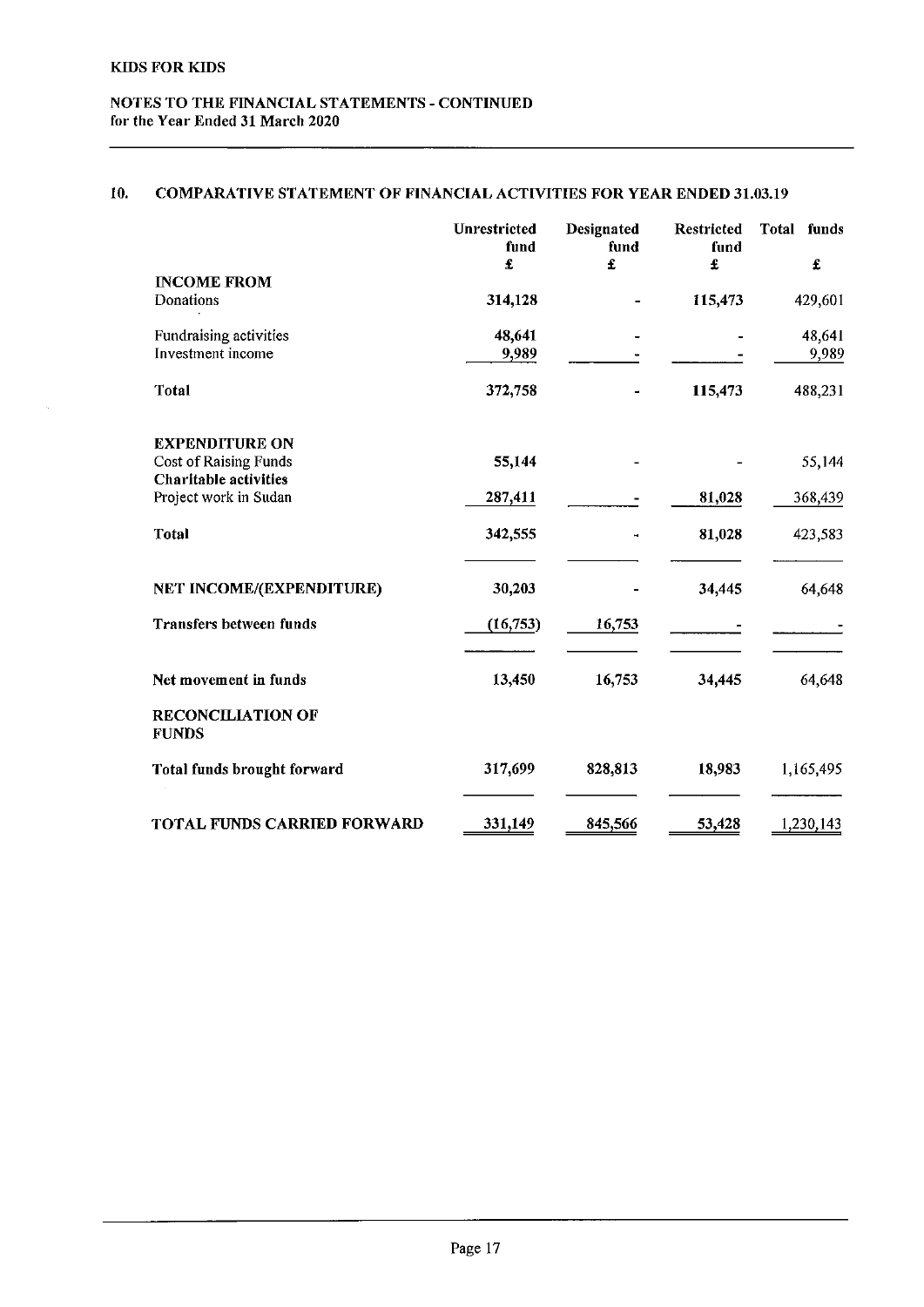KIDS FOR KIDS

NOTES TO THE FINANCIAL STATEMENTS - CONTINUED
for the Year Ended 31 March 2020

## 10. COMPARATIVE STATEMENT OF FINANCIAL ACTIVITIES FOR YEAR ENDED 31.03.19

| | Unrestricted fund | Designated fund | Restricted fund | Total funds |
|---|---|---|---|---|
| | £ | £ | £ | £ |
| **INCOME FROM** | | | | |
| Donations | 314,128 | - | 115,473 | 429,601 |
| Fundraising activities | 48,641 | - | - | 48,641 |
| Investment income | 9,989 | - | - | 9,989 |
| **Total** | 372,758 | - | 115,473 | 488,231 |
| **EXPENDITURE ON** | | | | |
| Cost of Raising Funds | 55,144 | - | - | 55,144 |
| **Charitable activities** | | | | |
| Project work in Sudan | 287,411 | - | 81,028 | 368,439 |
| **Total** | 342,555 | - | 81,028 | 423,583 |
| **NET INCOME/(EXPENDITURE)** | 30,203 | - | 34,445 | 64,648 |
| **Transfers between funds** | (16,753) | 16,753 | - | - |
| **Net movement in funds** | 13,450 | 16,753 | 34,445 | 64,648 |
| **RECONCILIATION OF FUNDS** | | | | |
| **Total funds brought forward** | 317,699 | 828,813 | 18,983 | 1,165,495 |
| **TOTAL FUNDS CARRIED FORWARD** | 331,149 | 845,566 | 53,428 | 1,230,143 |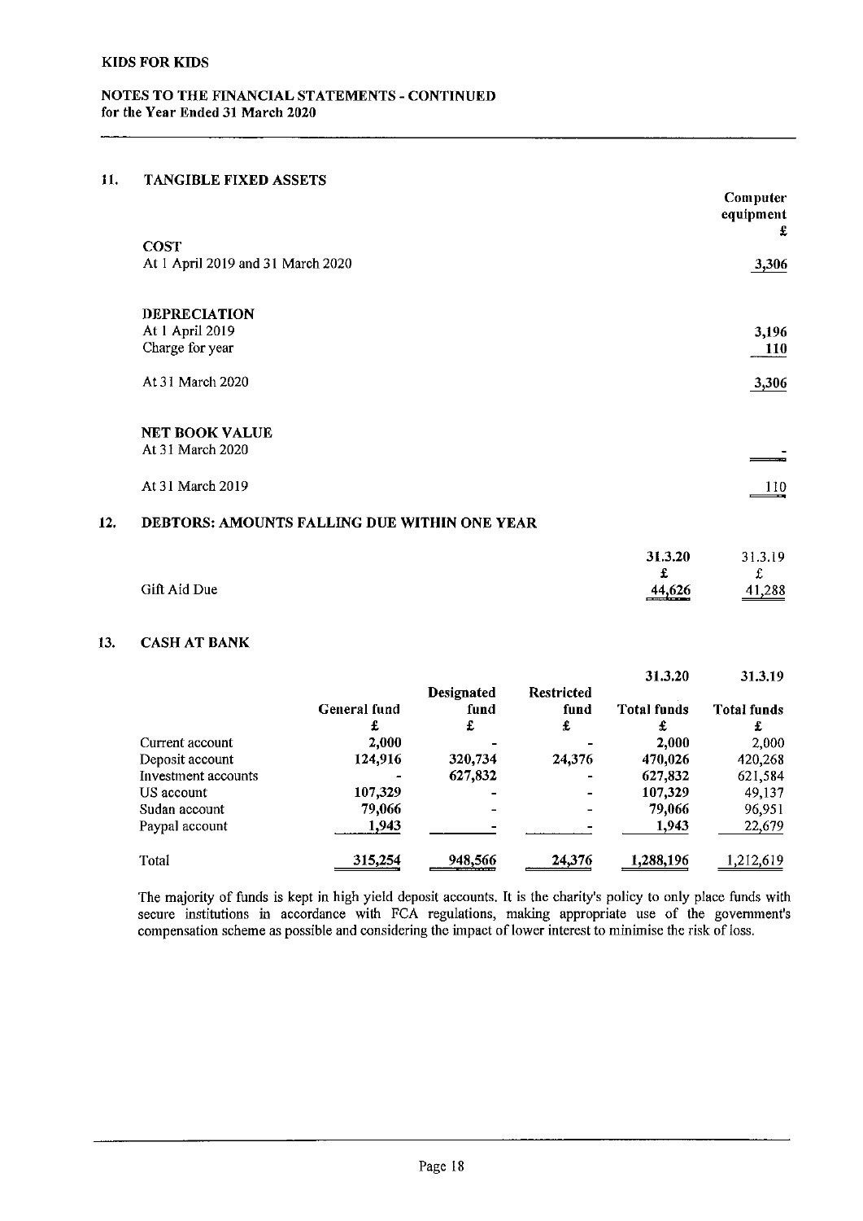KIDS FOR KIDS

NOTES TO THE FINANCIAL STATEMENTS - CONTINUED
for the Year Ended 31 March 2020

## 11. TANGIBLE FIXED ASSETS

| | Computer equipment |
|---|---|
| | £ |
| **COST** | |
| At 1 April 2019 and 31 March 2020 | 3,306 |
| | |
| **DEPRECIATION** | |
| At 1 April 2019 | 3,196 |
| Charge for year | 110 |
| At 31 March 2020 | 3,306 |
| | |
| **NET BOOK VALUE** | |
| At 31 March 2020 | - |
| At 31 March 2019 | 110 |

## 12. DEBTORS: AMOUNTS FALLING DUE WITHIN ONE YEAR

| | 31.3.20 | 31.3.19 |
|---|---|---|
| | £ | £ |
| Gift Aid Due | 44,626 | 41,288 |

## 13. CASH AT BANK

| | | | | 31.3.20 | 31.3.19 |
|---|---|---|---|---|---|
| | General fund | Designated fund | Restricted fund | Total funds | Total funds |
| | £ | £ | £ | £ | £ |
| Current account | 2,000 | - | - | 2,000 | 2,000 |
| Deposit account | 124,916 | 320,734 | 24,376 | 470,026 | 420,268 |
| Investment accounts | - | 627,832 | - | 627,832 | 621,584 |
| US account | 107,329 | - | - | 107,329 | 49,137 |
| Sudan account | 79,066 | - | - | 79,066 | 96,951 |
| Paypal account | 1,943 | - | - | 1,943 | 22,679 |
| Total | 315,254 | 948,566 | 24,376 | 1,288,196 | 1,212,619 |

The majority of funds is kept in high yield deposit accounts. It is the charity's policy to only place funds with secure institutions in accordance with FCA regulations, making appropriate use of the government's compensation scheme as possible and considering the impact of lower interest to minimise the risk of loss.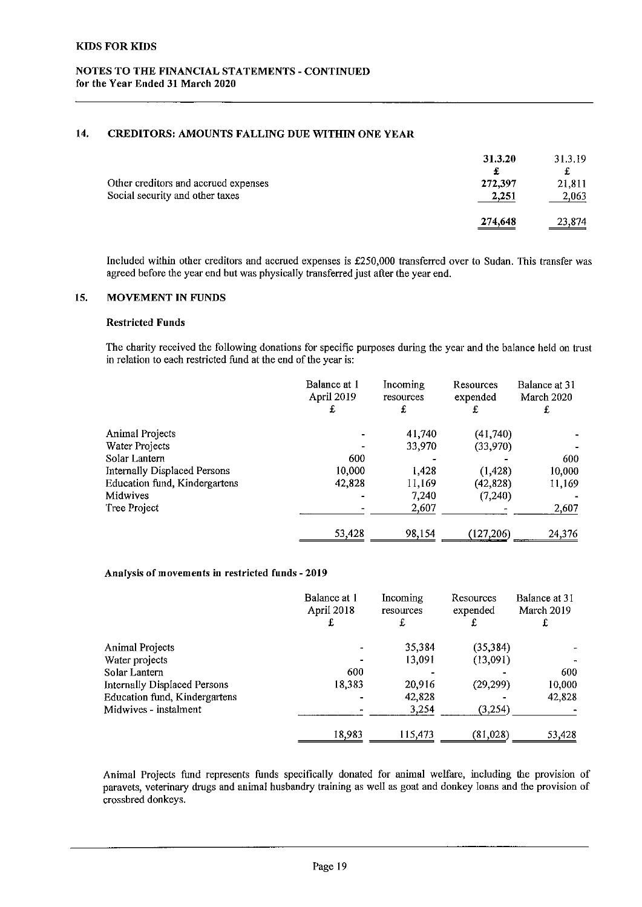## 14. CREDITORS: AMOUNTS FALLING DUE WITHIN ONE YEAR

| | 31.3.20 | 31.3.19 |
|---|---|---|
| | £ | £ |
| Other creditors and accrued expenses | 272,397 | 21,811 |
| Social security and other taxes | 2,251 | 2,063 |
| | 274,648 | 23,874 |

Included within other creditors and accrued expenses is £250,000 transferred over to Sudan. This transfer was agreed before the year end but was physically transferred just after the year end.

## 15. MOVEMENT IN FUNDS

### Restricted Funds

The charity received the following donations for specific purposes during the year and the balance held on trust in relation to each restricted fund at the end of the year is:

| | Balance at 1 April 2019 | Incoming resources | Resources expended | Balance at 31 March 2020 |
|---|---|---|---|---|
| | £ | £ | £ | £ |
| Animal Projects | - | 41,740 | (41,740) | - |
| Water Projects | - | 33,970 | (33,970) | - |
| Solar Lantern | 600 | - | - | 600 |
| Internally Displaced Persons | 10,000 | 1,428 | (1,428) | 10,000 |
| Education fund, Kindergartens | 42,828 | 11,169 | (42,828) | 11,169 |
| Midwives | - | 7,240 | (7,240) | - |
| Tree Project | - | 2,607 | - | 2,607 |
| | 53,428 | 98,154 | (127,206) | 24,376 |

**Analysis of movements in restricted funds - 2019**

| | Balance at 1 April 2018 | Incoming resources | Resources expended | Balance at 31 March 2019 |
|---|---|---|---|---|
| | £ | £ | £ | £ |
| Animal Projects | - | 35,384 | (35,384) | - |
| Water projects | - | 13,091 | (13,091) | - |
| Solar Lantern | 600 | - | - | 600 |
| Internally Displaced Persons | 18,383 | 20,916 | (29,299) | 10,000 |
| Education fund, Kindergartens | - | 42,828 | - | 42,828 |
| Midwives - instalment | - | 3,254 | (3,254) | - |
| | 18,983 | 115,473 | (81,028) | 53,428 |

Animal Projects fund represents funds specifically donated for animal welfare, including the provision of paravets, veterinary drugs and animal husbandry training as well as goat and donkey loans and the provision of crossbred donkeys.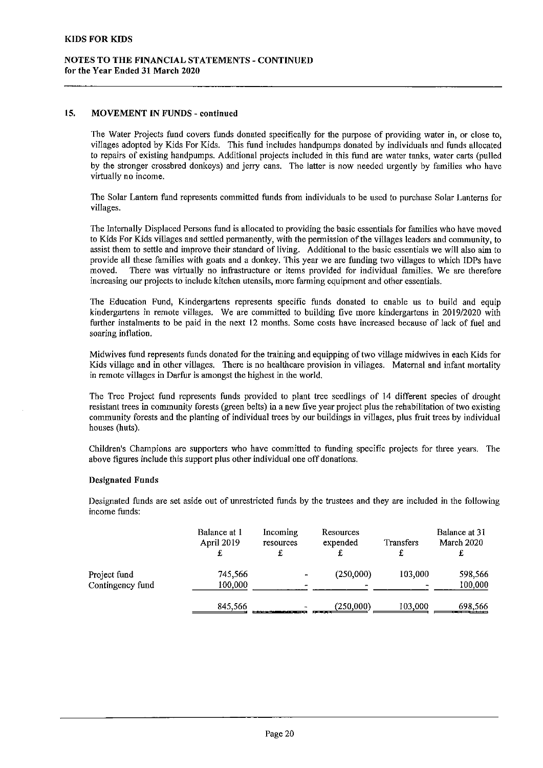## 15. MOVEMENT IN FUNDS - continued

The Water Projects fund covers funds donated specifically for the purpose of providing water in, or close to, villages adopted by Kids For Kids. This fund includes handpumps donated by individuals and funds allocated to repairs of existing handpumps. Additional projects included in this fund are water tanks, water carts (pulled by the stronger crossbred donkeys) and jerry cans. The latter is now needed urgently by families who have virtually no income.

The Solar Lantern fund represents committed funds from individuals to be used to purchase Solar Lanterns for villages.

The Internally Displaced Persons fund is allocated to providing the basic essentials for families who have moved to Kids For Kids villages and settled permanently, with the permission of the villages leaders and community, to assist them to settle and improve their standard of living. Additional to the basic essentials we will also aim to provide all these families with goats and a donkey. This year we are funding two villages to which IDPs have moved. There was virtually no infrastructure or items provided for individual families. We are therefore increasing our projects to include kitchen utensils, more farming equipment and other essentials.

The Education Fund, Kindergartens represents specific funds donated to enable us to build and equip kindergartens in remote villages. We are committed to building five more kindergartens in 2019/2020 with further instalments to be paid in the next 12 months. Some costs have increased because of lack of fuel and soaring inflation.

Midwives fund represents funds donated for the training and equipping of two village midwives in each Kids for Kids village and in other villages. There is no healthcare provision in villages. Maternal and infant mortality in remote villages in Darfur is amongst the highest in the world.

The Tree Project fund represents funds provided to plant tree seedlings of 14 different species of drought resistant trees in community forests (green belts) in a new five year project plus the rehabilitation of two existing community forests and the planting of individual trees by our buildings in villages, plus fruit trees by individual houses (huts).

Children's Champions are supporters who have committed to funding specific projects for three years. The above figures include this support plus other individual one off donations.

### Designated Funds

Designated funds are set aside out of unrestricted funds by the trustees and they are included in the following income funds:

| | Balance at 1 April 2019 £ | Incoming resources £ | Resources expended £ | Transfers £ | Balance at 31 March 2020 £ |
|---|---|---|---|---|---|
| Project fund | 745,566 | - | (250,000) | 103,000 | 598,566 |
| Contingency fund | 100,000 | - | - | - | 100,000 |
| | 845,566 | - | (250,000) | 103,000 | 698,566 |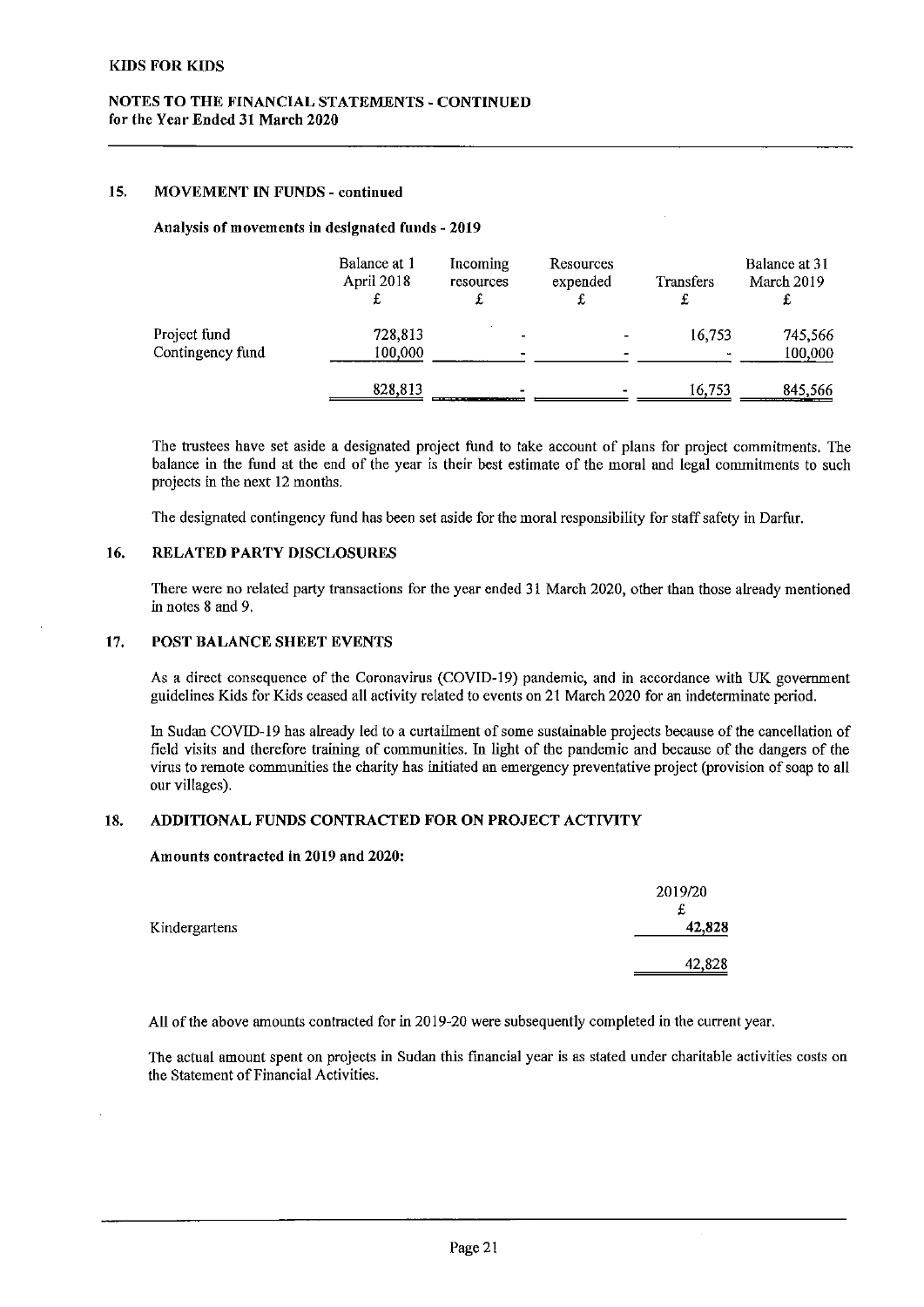## 15. MOVEMENT IN FUNDS - continued

**Analysis of movements in designated funds - 2019**

| | Balance at 1 April 2018 £ | Incoming resources £ | Resources expended £ | Transfers £ | Balance at 31 March 2019 £ |
|---|---|---|---|---|---|
| Project fund | 728,813 | - | - | 16,753 | 745,566 |
| Contingency fund | 100,000 | - | - | - | 100,000 |
| | 828,813 | - | - | 16,753 | 845,566 |

The trustees have set aside a designated project fund to take account of plans for project commitments. The balance in the fund at the end of the year is their best estimate of the moral and legal commitments to such projects in the next 12 months.

The designated contingency fund has been set aside for the moral responsibility for staff safety in Darfur.

## 16. RELATED PARTY DISCLOSURES

There were no related party transactions for the year ended 31 March 2020, other than those already mentioned in notes 8 and 9.

## 17. POST BALANCE SHEET EVENTS

As a direct consequence of the Coronavirus (COVID-19) pandemic, and in accordance with UK government guidelines Kids for Kids ceased all activity related to events on 21 March 2020 for an indeterminate period.

In Sudan COVID-19 has already led to a curtailment of some sustainable projects because of the cancellation of field visits and therefore training of communities. In light of the pandemic and because of the dangers of the virus to remote communities the charity has initiated an emergency preventative project (provision of soap to all our villages).

## 18. ADDITIONAL FUNDS CONTRACTED FOR ON PROJECT ACTIVITY

**Amounts contracted in 2019 and 2020:**

| | 2019/20 £ |
|---|---|
| Kindergartens | **42,828** |
| | 42,828 |

All of the above amounts contracted for in 2019-20 were subsequently completed in the current year.

The actual amount spent on projects in Sudan this financial year is as stated under charitable activities costs on the Statement of Financial Activities.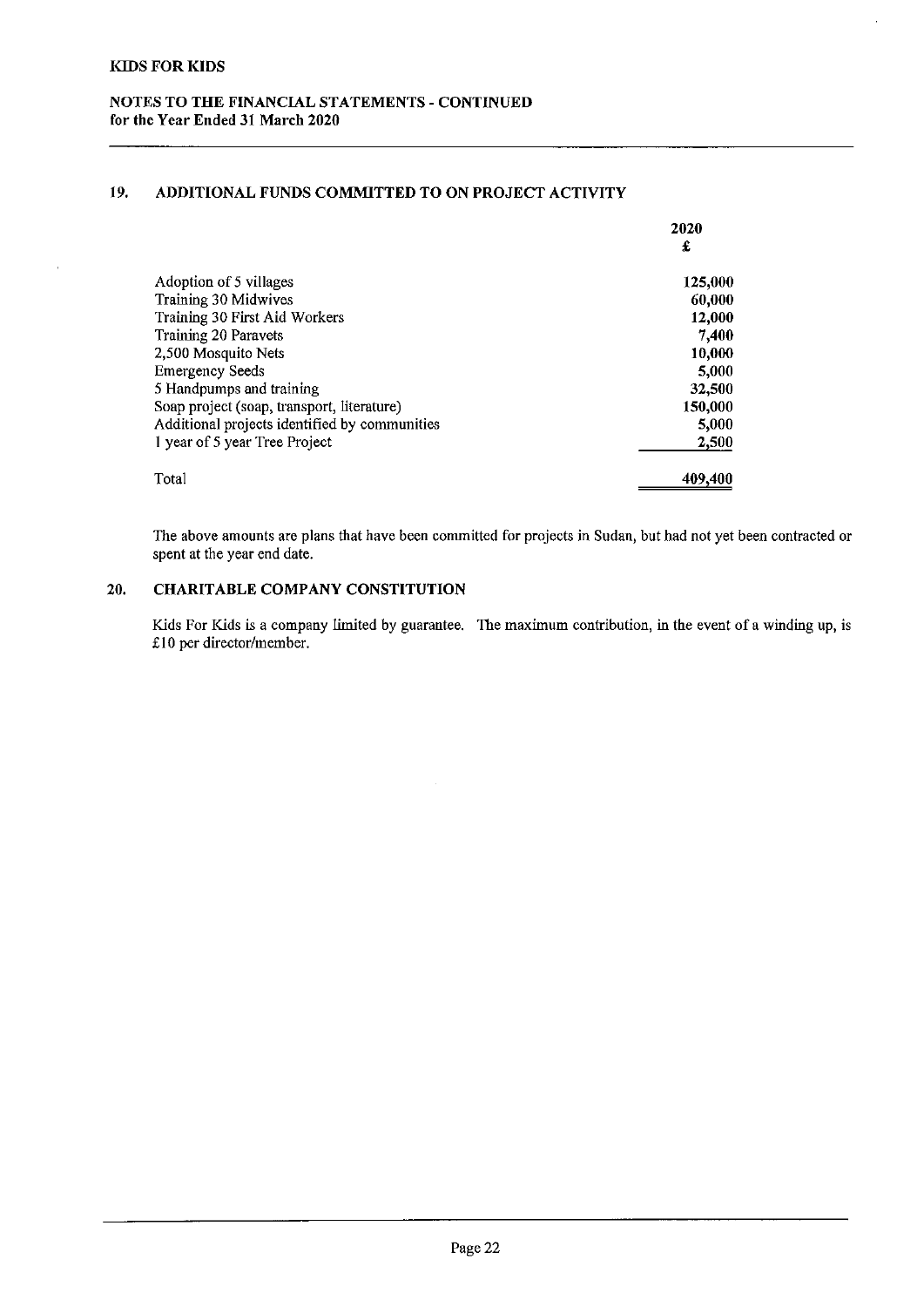## 19. ADDITIONAL FUNDS COMMITTED TO ON PROJECT ACTIVITY

| | 2020 |
|---|---|
| | £ |
| Adoption of 5 villages | 125,000 |
| Training 30 Midwives | 60,000 |
| Training 30 First Aid Workers | 12,000 |
| Training 20 Paravets | 7,400 |
| 2,500 Mosquito Nets | 10,000 |
| Emergency Seeds | 5,000 |
| 5 Handpumps and training | 32,500 |
| Soap project (soap, transport, literature) | 150,000 |
| Additional projects identified by communities | 5,000 |
| 1 year of 5 year Tree Project | 2,500 |
| Total | 409,400 |

The above amounts are plans that have been committed for projects in Sudan, but had not yet been contracted or spent at the year end date.

## 20. CHARITABLE COMPANY CONSTITUTION

Kids For Kids is a company limited by guarantee. The maximum contribution, in the event of a winding up, is £10 per director/member.